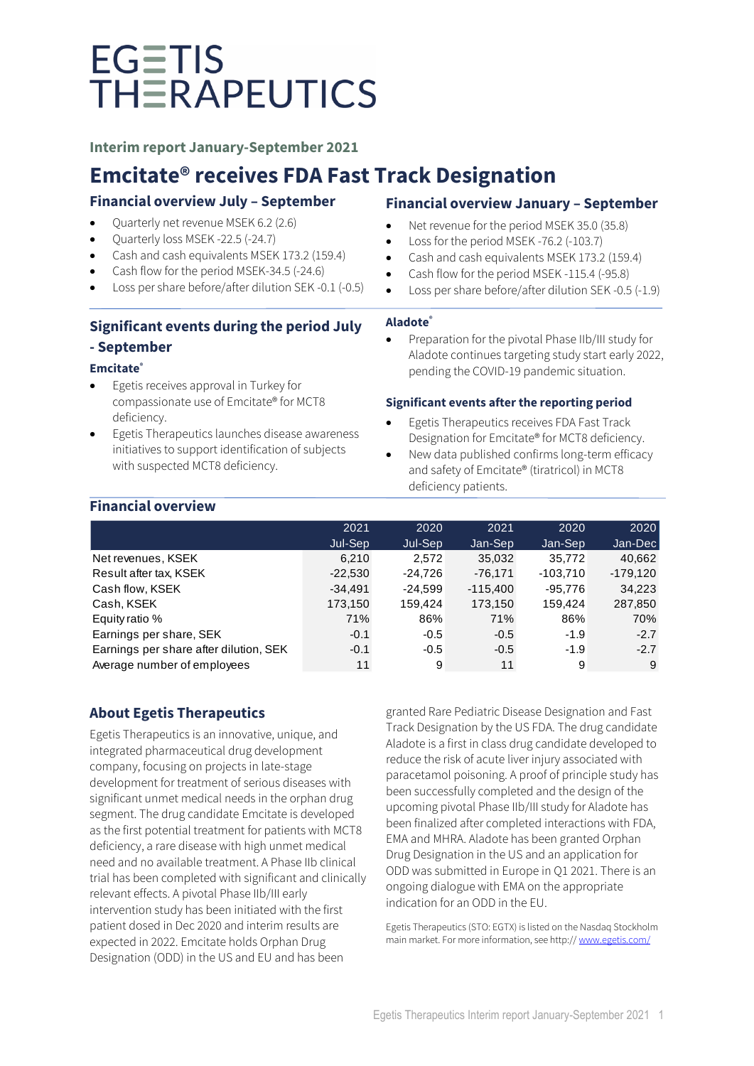# EGETIS THERAPEUTICS

**Interim report January-September 2021**

# Emcitate® receives FDA Fast Track Designation

## Financial overview July – September

- Quarterly net revenue MSEK 6.2 (2.6)
- Quarterly loss MSEK -22.5 (-24.7)
- Cash and cash equivalents MSEK 173.2 (159.4)
- Cash flow for the period MSEK-34.5 (-24.6)
- Loss per share before/after dilution SEK -0.1 (-0.5)

## Financial overview January – September

- Net revenue for the period MSEK 35.0 (35.8)
- Loss for the period MSEK -76.2 (-103.7)
- Cash and cash equivalents MSEK 173.2 (159.4)
- Cash flow for the period MSEK -115.4 (-95.8)
- Loss per share before/after dilution SEK -0.5 (-1.9)

## Significant events during the period July - September

### Emcitate®

- Egetis receives approval in Turkey for compassionate use of Emcitate® for MCT8 deficiency.
- Egetis Therapeutics launches disease awareness initiatives to support identification of subjects with suspected MCT8 deficiency.

### Aladote®

- Preparation for the pivotal Phase IIb/III study for Aladote continues targeting study start early 2022, pending the COVID-19 pandemic situation.

### Significant events after the reporting period

- Egetis Therapeutics receives FDA Fast Track Designation for Emcitate® for MCT8 deficiency.
- New data published confirms long-term efficacy and safety of Emcitate® (tiratricol) in MCT8 deficiency patients.

## Financial overview

| | 2021 Jul-Sep | 2020 Jul-Sep | 2021 Jan-Sep | 2020 Jan-Sep | 2020 Jan-Dec |
|---|---|---|---|---|---|
| Net revenues, KSEK | 6,210 | 2,572 | 35,032 | 35,772 | 40,662 |
| Result after tax, KSEK | -22,530 | -24,726 | -76,171 | -103,710 | -179,120 |
| Cash flow, KSEK | -34,491 | -24,599 | -115,400 | -95,776 | 34,223 |
| Cash, KSEK | 173,150 | 159,424 | 173,150 | 159,424 | 287,850 |
| Equity ratio % | 71% | 86% | 71% | 86% | 70% |
| Earnings per share, SEK | -0.1 | -0.5 | -0.5 | -1.9 | -2.7 |
| Earnings per share after dilution, SEK | -0.1 | -0.5 | -0.5 | -1.9 | -2.7 |
| Average number of employees | 11 | 9 | 11 | 9 | 9 |

## About Egetis Therapeutics

Egetis Therapeutics is an innovative, unique, and integrated pharmaceutical drug development company, focusing on projects in late-stage development for treatment of serious diseases with significant unmet medical needs in the orphan drug segment. The drug candidate Emcitate is developed as the first potential treatment for patients with MCT8 deficiency, a rare disease with high unmet medical need and no available treatment. A Phase IIb clinical trial has been completed with significant and clinically relevant effects. A pivotal Phase IIb/III early intervention study has been initiated with the first patient dosed in Dec 2020 and interim results are expected in 2022. Emcitate holds Orphan Drug Designation (ODD) in the US and EU and has been granted Rare Pediatric Disease Designation and Fast Track Designation by the US FDA. The drug candidate Aladote is a first in class drug candidate developed to reduce the risk of acute liver injury associated with paracetamol poisoning. A proof of principle study has been successfully completed and the design of the upcoming pivotal Phase IIb/III study for Aladote has been finalized after completed interactions with FDA, EMA and MHRA. Aladote has been granted Orphan Drug Designation in the US and an application for ODD was submitted in Europe in Q1 2021. There is an ongoing dialogue with EMA on the appropriate indication for an ODD in the EU.

Egetis Therapeutics (STO: EGTX) is listed on the Nasdaq Stockholm main market. For more information, see http:// www.egetis.com/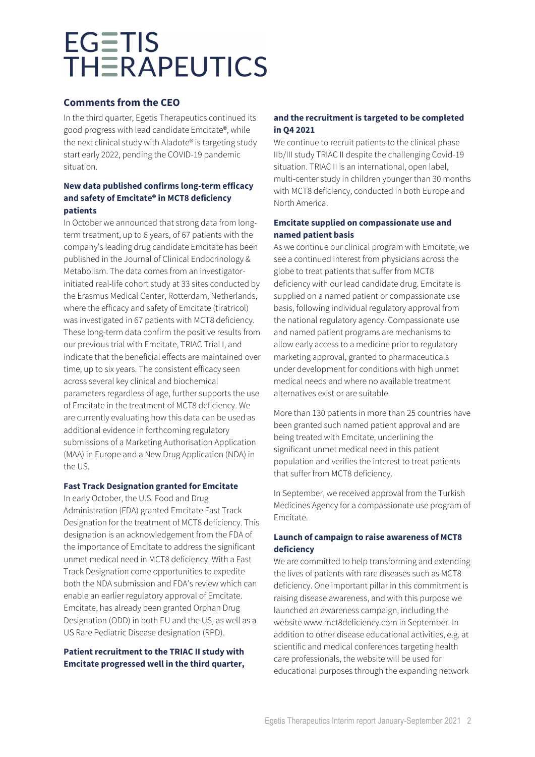# EGETIS THERAPEUTICS

## Comments from the CEO

In the third quarter, Egetis Therapeutics continued its good progress with lead candidate Emcitate®, while the next clinical study with Aladote® is targeting study start early 2022, pending the COVID-19 pandemic situation.

### New data published confirms long-term efficacy and safety of Emcitate® in MCT8 deficiency patients

In October we announced that strong data from long-term treatment, up to 6 years, of 67 patients with the company's leading drug candidate Emcitate has been published in the Journal of Clinical Endocrinology & Metabolism. The data comes from an investigator-initiated real-life cohort study at 33 sites conducted by the Erasmus Medical Center, Rotterdam, Netherlands, where the efficacy and safety of Emcitate (tiratricol) was investigated in 67 patients with MCT8 deficiency. These long-term data confirm the positive results from our previous trial with Emcitate, TRIAC Trial I, and indicate that the beneficial effects are maintained over time, up to six years. The consistent efficacy seen across several key clinical and biochemical parameters regardless of age, further supports the use of Emcitate in the treatment of MCT8 deficiency. We are currently evaluating how this data can be used as additional evidence in forthcoming regulatory submissions of a Marketing Authorisation Application (MAA) in Europe and a New Drug Application (NDA) in the US.

### Fast Track Designation granted for Emcitate

In early October, the U.S. Food and Drug Administration (FDA) granted Emcitate Fast Track Designation for the treatment of MCT8 deficiency. This designation is an acknowledgement from the FDA of the importance of Emcitate to address the significant unmet medical need in MCT8 deficiency. With a Fast Track Designation come opportunities to expedite both the NDA submission and FDA's review which can enable an earlier regulatory approval of Emcitate. Emcitate, has already been granted Orphan Drug Designation (ODD) in both EU and the US, as well as a US Rare Pediatric Disease designation (RPD).

### Patient recruitment to the TRIAC II study with Emcitate progressed well in the third quarter, and the recruitment is targeted to be completed in Q4 2021

We continue to recruit patients to the clinical phase IIb/III study TRIAC II despite the challenging Covid-19 situation. TRIAC II is an international, open label, multi-center study in children younger than 30 months with MCT8 deficiency, conducted in both Europe and North America.

### Emcitate supplied on compassionate use and named patient basis

As we continue our clinical program with Emcitate, we see a continued interest from physicians across the globe to treat patients that suffer from MCT8 deficiency with our lead candidate drug. Emcitate is supplied on a named patient or compassionate use basis, following individual regulatory approval from the national regulatory agency. Compassionate use and named patient programs are mechanisms to allow early access to a medicine prior to regulatory marketing approval, granted to pharmaceuticals under development for conditions with high unmet medical needs and where no available treatment alternatives exist or are suitable.

More than 130 patients in more than 25 countries have been granted such named patient approval and are being treated with Emcitate, underlining the significant unmet medical need in this patient population and verifies the interest to treat patients that suffer from MCT8 deficiency.

In September, we received approval from the Turkish Medicines Agency for a compassionate use program of Emcitate.

### Launch of campaign to raise awareness of MCT8 deficiency

We are committed to help transforming and extending the lives of patients with rare diseases such as MCT8 deficiency. One important pillar in this commitment is raising disease awareness, and with this purpose we launched an awareness campaign, including the website www.mct8deficiency.com in September. In addition to other disease educational activities, e.g. at scientific and medical conferences targeting health care professionals, the website will be used for educational purposes through the expanding network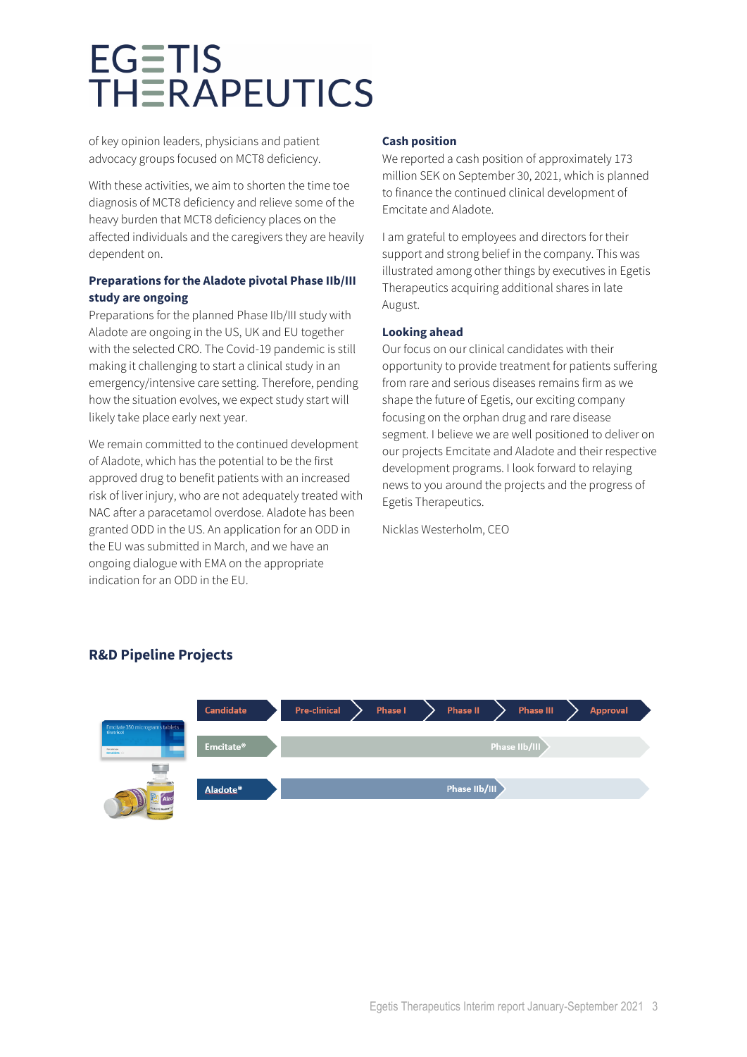of key opinion leaders, physicians and patient advocacy groups focused on MCT8 deficiency.

With these activities, we aim to shorten the time toe diagnosis of MCT8 deficiency and relieve some of the heavy burden that MCT8 deficiency places on the affected individuals and the caregivers they are heavily dependent on.

### Preparations for the Aladote pivotal Phase IIb/III study are ongoing

Preparations for the planned Phase IIb/III study with Aladote are ongoing in the US, UK and EU together with the selected CRO. The Covid-19 pandemic is still making it challenging to start a clinical study in an emergency/intensive care setting. Therefore, pending how the situation evolves, we expect study start will likely take place early next year.

We remain committed to the continued development of Aladote, which has the potential to be the first approved drug to benefit patients with an increased risk of liver injury, who are not adequately treated with NAC after a paracetamol overdose. Aladote has been granted ODD in the US. An application for an ODD in the EU was submitted in March, and we have an ongoing dialogue with EMA on the appropriate indication for an ODD in the EU.

### Cash position

We reported a cash position of approximately 173 million SEK on September 30, 2021, which is planned to finance the continued clinical development of Emcitate and Aladote.

I am grateful to employees and directors for their support and strong belief in the company. This was illustrated among other things by executives in Egetis Therapeutics acquiring additional shares in late August.

### Looking ahead

Our focus on our clinical candidates with their opportunity to provide treatment for patients suffering from rare and serious diseases remains firm as we shape the future of Egetis, our exciting company focusing on the orphan drug and rare disease segment. I believe we are well positioned to deliver on our projects Emcitate and Aladote and their respective development programs. I look forward to relaying news to you around the projects and the progress of Egetis Therapeutics.

Nicklas Westerholm, CEO

## R&D Pipeline Projects

| Candidate | Pre-clinical | Phase I | Phase II | Phase III | Approval |
|---|---|---|---|---|---|
| Emcitate® | Phase IIb/III | | | | |
| Aladote® | Phase IIb/III | | | | |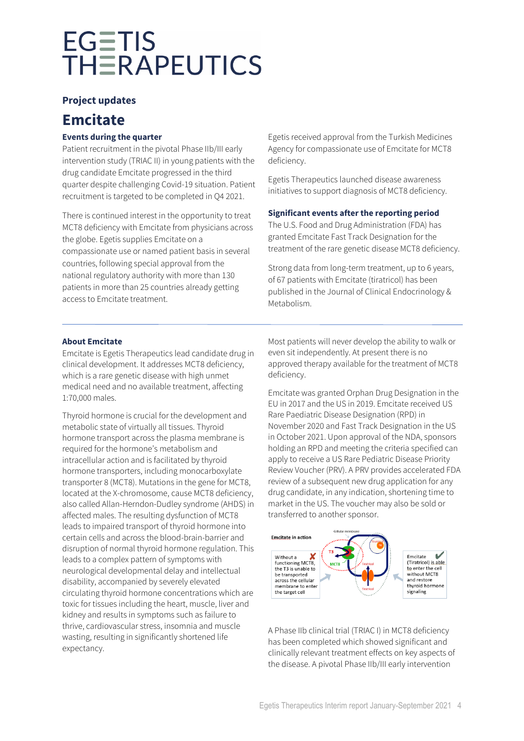# EGETIS THERAPEUTICS

## Project updates

## Emcitate

### Events during the quarter

Patient recruitment in the pivotal Phase IIb/III early intervention study (TRIAC II) in young patients with the drug candidate Emcitate progressed in the third quarter despite challenging Covid-19 situation. Patient recruitment is targeted to be completed in Q4 2021.

There is continued interest in the opportunity to treat MCT8 deficiency with Emcitate from physicians across the globe. Egetis supplies Emcitate on a compassionate use or named patient basis in several countries, following special approval from the national regulatory authority with more than 130 patients in more than 25 countries already getting access to Emcitate treatment.

Egetis received approval from the Turkish Medicines Agency for compassionate use of Emcitate for MCT8 deficiency.

Egetis Therapeutics launched disease awareness initiatives to support diagnosis of MCT8 deficiency.

### Significant events after the reporting period

The U.S. Food and Drug Administration (FDA) has granted Emcitate Fast Track Designation for the treatment of the rare genetic disease MCT8 deficiency.

Strong data from long-term treatment, up to 6 years, of 67 patients with Emcitate (tiratricol) has been published in the Journal of Clinical Endocrinology & Metabolism.

### About Emcitate

Emcitate is Egetis Therapeutics lead candidate drug in clinical development. It addresses MCT8 deficiency, which is a rare genetic disease with high unmet medical need and no available treatment, affecting 1:70,000 males.

Thyroid hormone is crucial for the development and metabolic state of virtually all tissues. Thyroid hormone transport across the plasma membrane is required for the hormone's metabolism and intracellular action and is facilitated by thyroid hormone transporters, including monocarboxylate transporter 8 (MCT8). Mutations in the gene for MCT8, located at the X-chromosome, cause MCT8 deficiency, also called Allan-Herndon-Dudley syndrome (AHDS) in affected males. The resulting dysfunction of MCT8 leads to impaired transport of thyroid hormone into certain cells and across the blood-brain-barrier and disruption of normal thyroid hormone regulation. This leads to a complex pattern of symptoms with neurological developmental delay and intellectual disability, accompanied by severely elevated circulating thyroid hormone concentrations which are toxic for tissues including the heart, muscle, liver and kidney and results in symptoms such as failure to thrive, cardiovascular stress, insomnia and muscle wasting, resulting in significantly shortened life expectancy.

Most patients will never develop the ability to walk or even sit independently. At present there is no approved therapy available for the treatment of MCT8 deficiency.

Emcitate was granted Orphan Drug Designation in the EU in 2017 and the US in 2019. Emcitate received US Rare Paediatric Disease Designation (RPD) in November 2020 and Fast Track Designation in the US in October 2021. Upon approval of the NDA, sponsors holding an RPD and meeting the criteria specified can apply to receive a US Rare Pediatric Disease Priority Review Voucher (PRV). A PRV provides accelerated FDA review of a subsequent new drug application for any drug candidate, in any indication, shortening time to market in the US. The voucher may also be sold or transferred to another sponsor.

**Emcitate in action**

Without a functioning MCT8, the T3 is unable to be transported across the cellular membrane to enter the target cell

Emcitate (Tiratricol) is able to enter the cell without MCT8 and restore thyroid hormone signaling

A Phase IIb clinical trial (TRIAC I) in MCT8 deficiency has been completed which showed significant and clinically relevant treatment effects on key aspects of the disease. A pivotal Phase IIb/III early intervention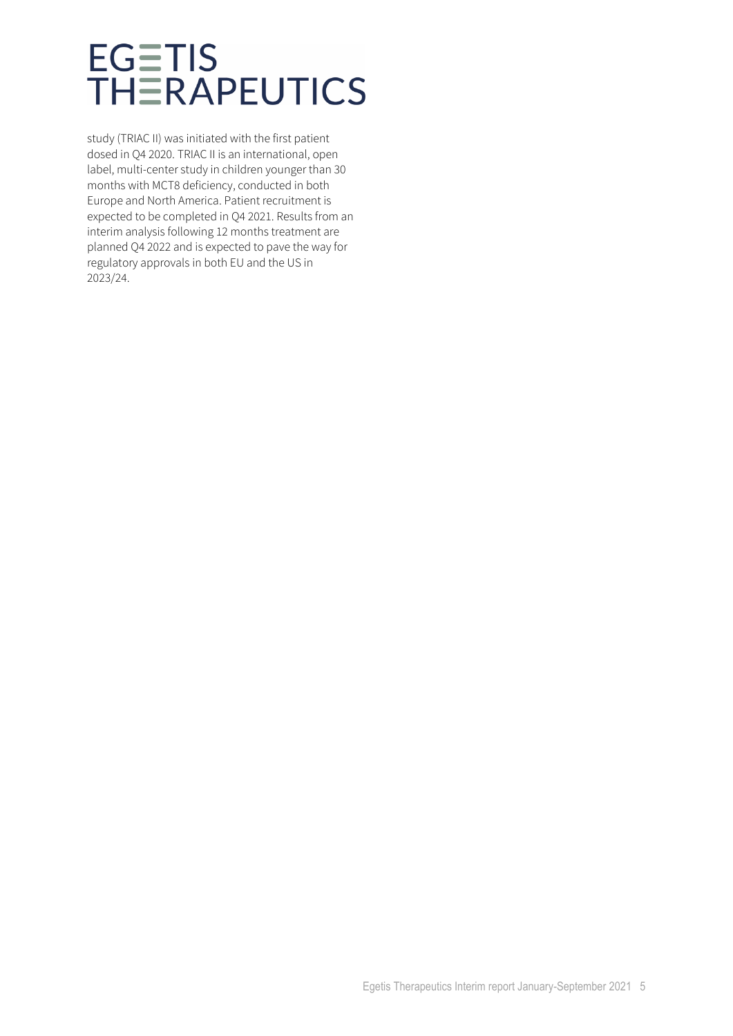study (TRIAC II) was initiated with the first patient dosed in Q4 2020. TRIAC II is an international, open label, multi-center study in children younger than 30 months with MCT8 deficiency, conducted in both Europe and North America. Patient recruitment is expected to be completed in Q4 2021. Results from an interim analysis following 12 months treatment are planned Q4 2022 and is expected to pave the way for regulatory approvals in both EU and the US in 2023/24.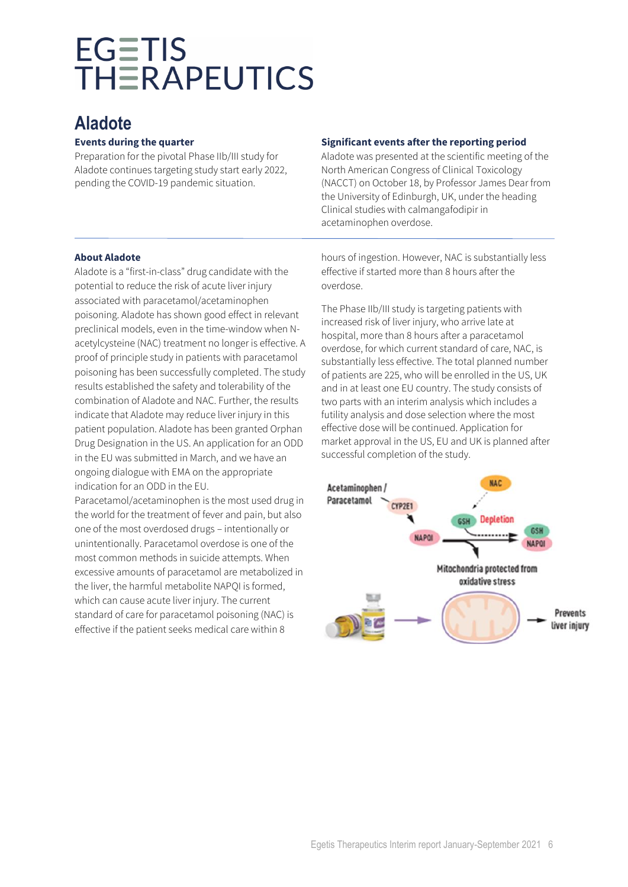# Aladote

### Events during the quarter

Preparation for the pivotal Phase IIb/III study for Aladote continues targeting study start early 2022, pending the COVID-19 pandemic situation.

### Significant events after the reporting period

Aladote was presented at the scientific meeting of the North American Congress of Clinical Toxicology (NACCT) on October 18, by Professor James Dear from the University of Edinburgh, UK, under the heading Clinical studies with calmangafodipir in acetaminophen overdose.

### About Aladote

Aladote is a "first-in-class" drug candidate with the potential to reduce the risk of acute liver injury associated with paracetamol/acetaminophen poisoning. Aladote has shown good effect in relevant preclinical models, even in the time-window when N-acetylcysteine (NAC) treatment no longer is effective. A proof of principle study in patients with paracetamol poisoning has been successfully completed. The study results established the safety and tolerability of the combination of Aladote and NAC. Further, the results indicate that Aladote may reduce liver injury in this patient population. Aladote has been granted Orphan Drug Designation in the US. An application for an ODD in the EU was submitted in March, and we have an ongoing dialogue with EMA on the appropriate indication for an ODD in the EU.

Paracetamol/acetaminophen is the most used drug in the world for the treatment of fever and pain, but also one of the most overdosed drugs – intentionally or unintentionally. Paracetamol overdose is one of the most common methods in suicide attempts. When excessive amounts of paracetamol are metabolized in the liver, the harmful metabolite NAPQI is formed, which can cause acute liver injury. The current standard of care for paracetamol poisoning (NAC) is effective if the patient seeks medical care within 8 hours of ingestion. However, NAC is substantially less effective if started more than 8 hours after the overdose.

The Phase IIb/III study is targeting patients with increased risk of liver injury, who arrive late at hospital, more than 8 hours after a paracetamol overdose, for which current standard of care, NAC, is substantially less effective. The total planned number of patients are 225, who will be enrolled in the US, UK and in at least one EU country. The study consists of two parts with an interim analysis which includes a futility analysis and dose selection where the most effective dose will be continued. Application for market approval in the US, EU and UK is planned after successful completion of the study.

Acetaminophen / Paracetamol — CYP2E1 — NAPQI — NAC — GSH Depletion — GSH NAPQI — Mitochondria protected from oxidative stress — Prevents liver injury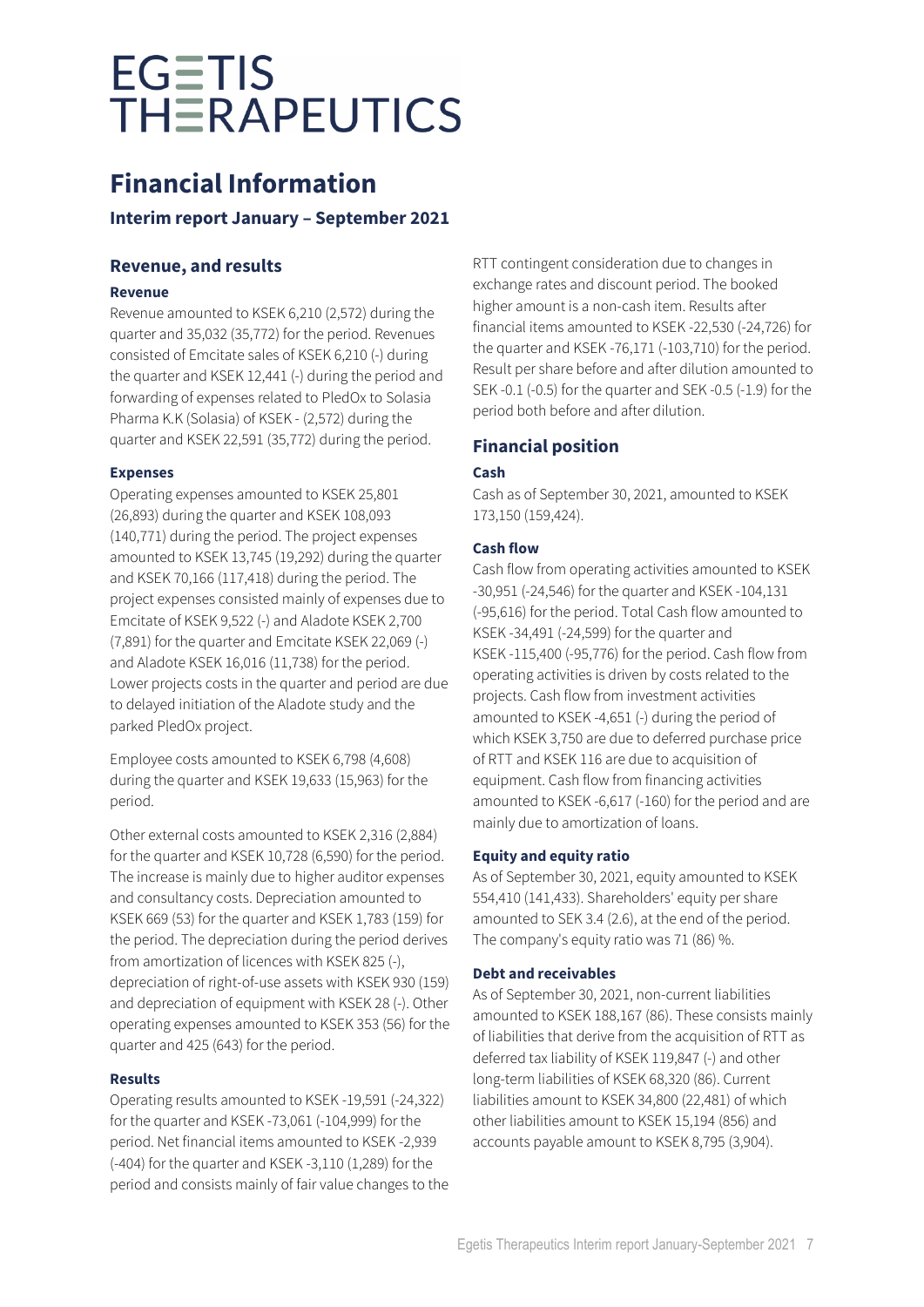EGETIS THERAPEUTICS

# Financial Information

### Interim report January – September 2021

## Revenue, and results

### Revenue

Revenue amounted to KSEK 6,210 (2,572) during the quarter and 35,032 (35,772) for the period. Revenues consisted of Emcitate sales of KSEK 6,210 (-) during the quarter and KSEK 12,441 (-) during the period and forwarding of expenses related to PledOx to Solasia Pharma K.K (Solasia) of KSEK - (2,572) during the quarter and KSEK 22,591 (35,772) during the period.

### Expenses

Operating expenses amounted to KSEK 25,801 (26,893) during the quarter and KSEK 108,093 (140,771) during the period. The project expenses amounted to KSEK 13,745 (19,292) during the quarter and KSEK 70,166 (117,418) during the period. The project expenses consisted mainly of expenses due to Emcitate of KSEK 9,522 (-) and Aladote KSEK 2,700 (7,891) for the quarter and Emcitate KSEK 22,069 (-) and Aladote KSEK 16,016 (11,738) for the period. Lower projects costs in the quarter and period are due to delayed initiation of the Aladote study and the parked PledOx project.

Employee costs amounted to KSEK 6,798 (4,608) during the quarter and KSEK 19,633 (15,963) for the period.

Other external costs amounted to KSEK 2,316 (2,884) for the quarter and KSEK 10,728 (6,590) for the period. The increase is mainly due to higher auditor expenses and consultancy costs. Depreciation amounted to KSEK 669 (53) for the quarter and KSEK 1,783 (159) for the period. The depreciation during the period derives from amortization of licences with KSEK 825 (-), depreciation of right-of-use assets with KSEK 930 (159) and depreciation of equipment with KSEK 28 (-). Other operating expenses amounted to KSEK 353 (56) for the quarter and 425 (643) for the period.

### Results

Operating results amounted to KSEK -19,591 (-24,322) for the quarter and KSEK -73,061 (-104,999) for the period. Net financial items amounted to KSEK -2,939 (-404) for the quarter and KSEK -3,110 (1,289) for the period and consists mainly of fair value changes to the RTT contingent consideration due to changes in exchange rates and discount period. The booked higher amount is a non-cash item. Results after financial items amounted to KSEK -22,530 (-24,726) for the quarter and KSEK -76,171 (-103,710) for the period. Result per share before and after dilution amounted to SEK -0.1 (-0.5) for the quarter and SEK -0.5 (-1.9) for the period both before and after dilution.

## Financial position

### Cash

Cash as of September 30, 2021, amounted to KSEK 173,150 (159,424).

### Cash flow

Cash flow from operating activities amounted to KSEK -30,951 (-24,546) for the quarter and KSEK -104,131 (-95,616) for the period. Total Cash flow amounted to KSEK -34,491 (-24,599) for the quarter and KSEK -115,400 (-95,776) for the period. Cash flow from operating activities is driven by costs related to the projects. Cash flow from investment activities amounted to KSEK -4,651 (-) during the period of which KSEK 3,750 are due to deferred purchase price of RTT and KSEK 116 are due to acquisition of equipment. Cash flow from financing activities amounted to KSEK -6,617 (-160) for the period and are mainly due to amortization of loans.

### Equity and equity ratio

As of September 30, 2021, equity amounted to KSEK 554,410 (141,433). Shareholders' equity per share amounted to SEK 3.4 (2.6), at the end of the period. The company's equity ratio was 71 (86) %.

### Debt and receivables

As of September 30, 2021, non-current liabilities amounted to KSEK 188,167 (86). These consists mainly of liabilities that derive from the acquisition of RTT as deferred tax liability of KSEK 119,847 (-) and other long-term liabilities of KSEK 68,320 (86). Current liabilities amount to KSEK 34,800 (22,481) of which other liabilities amount to KSEK 15,194 (856) and accounts payable amount to KSEK 8,795 (3,904).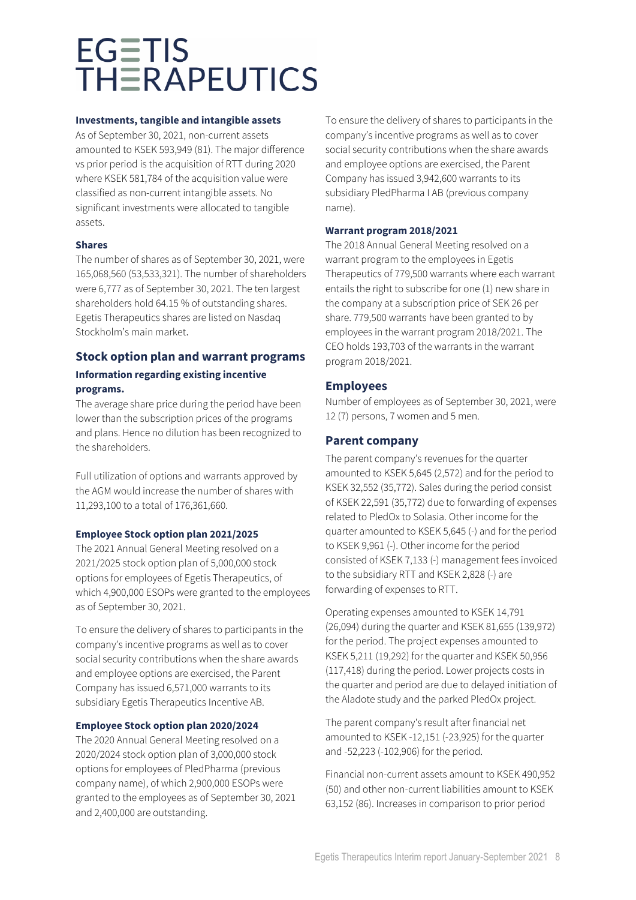#### Investments, tangible and intangible assets

As of September 30, 2021, non-current assets amounted to KSEK 593,949 (81). The major difference vs prior period is the acquisition of RTT during 2020 where KSEK 581,784 of the acquisition value were classified as non-current intangible assets. No significant investments were allocated to tangible assets.

#### Shares

The number of shares as of September 30, 2021, were 165,068,560 (53,533,321). The number of shareholders were 6,777 as of September 30, 2021. The ten largest shareholders hold 64.15 % of outstanding shares. Egetis Therapeutics shares are listed on Nasdaq Stockholm's main market.

## Stock option plan and warrant programs

#### Information regarding existing incentive programs.

The average share price during the period have been lower than the subscription prices of the programs and plans. Hence no dilution has been recognized to the shareholders.

Full utilization of options and warrants approved by the AGM would increase the number of shares with 11,293,100 to a total of 176,361,660.

#### Employee Stock option plan 2021/2025

The 2021 Annual General Meeting resolved on a 2021/2025 stock option plan of 5,000,000 stock options for employees of Egetis Therapeutics, of which 4,900,000 ESOPs were granted to the employees as of September 30, 2021.

To ensure the delivery of shares to participants in the company's incentive programs as well as to cover social security contributions when the share awards and employee options are exercised, the Parent Company has issued 6,571,000 warrants to its subsidiary Egetis Therapeutics Incentive AB.

#### Employee Stock option plan 2020/2024

The 2020 Annual General Meeting resolved on a 2020/2024 stock option plan of 3,000,000 stock options for employees of PledPharma (previous company name), of which 2,900,000 ESOPs were granted to the employees as of September 30, 2021 and 2,400,000 are outstanding.

To ensure the delivery of shares to participants in the company's incentive programs as well as to cover social security contributions when the share awards and employee options are exercised, the Parent Company has issued 3,942,600 warrants to its subsidiary PledPharma I AB (previous company name).

#### Warrant program 2018/2021

The 2018 Annual General Meeting resolved on a warrant program to the employees in Egetis Therapeutics of 779,500 warrants where each warrant entails the right to subscribe for one (1) new share in the company at a subscription price of SEK 26 per share. 779,500 warrants have been granted to by employees in the warrant program 2018/2021. The CEO holds 193,703 of the warrants in the warrant program 2018/2021.

## Employees

Number of employees as of September 30, 2021, were 12 (7) persons, 7 women and 5 men.

## Parent company

The parent company's revenues for the quarter amounted to KSEK 5,645 (2,572) and for the period to KSEK 32,552 (35,772). Sales during the period consist of KSEK 22,591 (35,772) due to forwarding of expenses related to PledOx to Solasia. Other income for the quarter amounted to KSEK 5,645 (-) and for the period to KSEK 9,961 (-). Other income for the period consisted of KSEK 7,133 (-) management fees invoiced to the subsidiary RTT and KSEK 2,828 (-) are forwarding of expenses to RTT.

Operating expenses amounted to KSEK 14,791 (26,094) during the quarter and KSEK 81,655 (139,972) for the period. The project expenses amounted to KSEK 5,211 (19,292) for the quarter and KSEK 50,956 (117,418) during the period. Lower projects costs in the quarter and period are due to delayed initiation of the Aladote study and the parked PledOx project.

The parent company's result after financial net amounted to KSEK -12,151 (-23,925) for the quarter and -52,223 (-102,906) for the period.

Financial non-current assets amount to KSEK 490,952 (50) and other non-current liabilities amount to KSEK 63,152 (86). Increases in comparison to prior period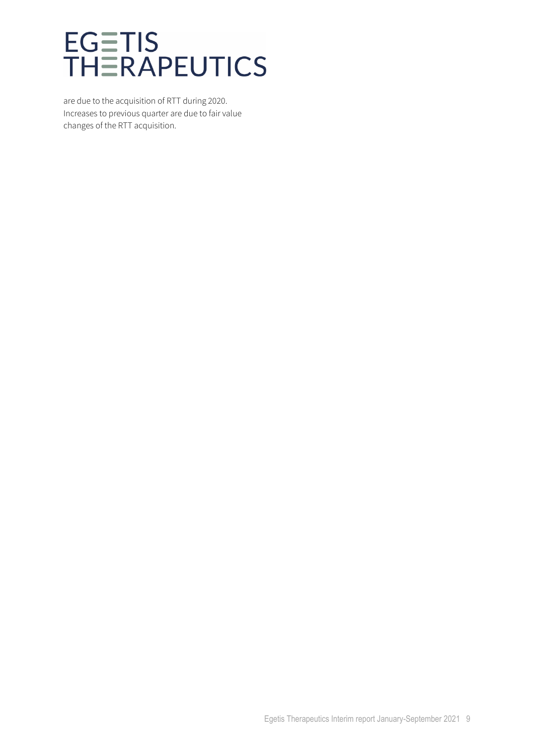are due to the acquisition of RTT during 2020. Increases to previous quarter are due to fair value changes of the RTT acquisition.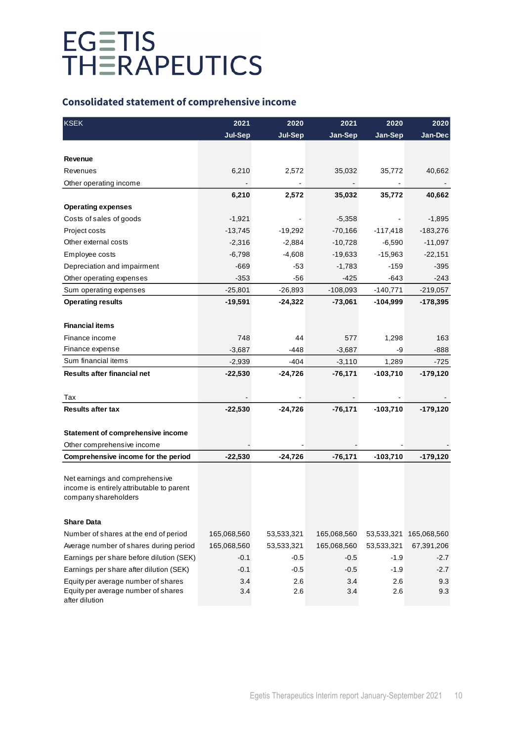# EGETIS THERAPEUTICS

## Consolidated statement of comprehensive income

| KSEK | 2021 Jul-Sep | 2020 Jul-Sep | 2021 Jan-Sep | 2020 Jan-Sep | 2020 Jan-Dec |
|---|---|---|---|---|---|
| **Revenue** | | | | | |
| Revenues | 6,210 | 2,572 | 35,032 | 35,772 | 40,662 |
| Other operating income | - | - | - | - | - |
| | **6,210** | **2,572** | **35,032** | **35,772** | **40,662** |
| **Operating expenses** | | | | | |
| Costs of sales of goods | -1,921 | - | -5,358 | - | -1,895 |
| Project costs | -13,745 | -19,292 | -70,166 | -117,418 | -183,276 |
| Other external costs | -2,316 | -2,884 | -10,728 | -6,590 | -11,097 |
| Employee costs | -6,798 | -4,608 | -19,633 | -15,963 | -22,151 |
| Depreciation and impairment | -669 | -53 | -1,783 | -159 | -395 |
| Other operating expenses | -353 | -56 | -425 | -643 | -243 |
| Sum operating expenses | -25,801 | -26,893 | -108,093 | -140,771 | -219,057 |
| **Operating results** | **-19,591** | **-24,322** | **-73,061** | **-104,999** | **-178,395** |
| **Financial items** | | | | | |
| Finance income | 748 | 44 | 577 | 1,298 | 163 |
| Finance expense | -3,687 | -448 | -3,687 | -9 | -888 |
| Sum financial items | -2,939 | -404 | -3,110 | 1,289 | -725 |
| **Results after financial net** | **-22,530** | **-24,726** | **-76,171** | **-103,710** | **-179,120** |
| Tax | - | - | - | - | - |
| **Results after tax** | **-22,530** | **-24,726** | **-76,171** | **-103,710** | **-179,120** |
| **Statement of comprehensive income** | | | | | |
| Other comprehensive income | - | - | - | - | - |
| **Comprehensive income for the period** | **-22,530** | **-24,726** | **-76,171** | **-103,710** | **-179,120** |
| Net earnings and comprehensive income is entirely attributable to parent company shareholders | | | | | |
| **Share Data** | | | | | |
| Number of shares at the end of period | 165,068,560 | 53,533,321 | 165,068,560 | 53,533,321 | 165,068,560 |
| Average number of shares during period | 165,068,560 | 53,533,321 | 165,068,560 | 53,533,321 | 67,391,206 |
| Earnings per share before dilution (SEK) | -0.1 | -0.5 | -0.5 | -1.9 | -2.7 |
| Earnings per share after dilution (SEK) | -0.1 | -0.5 | -0.5 | -1.9 | -2.7 |
| Equity per average number of shares | 3.4 | 2.6 | 3.4 | 2.6 | 9.3 |
| Equity per average number of shares after dilution | 3.4 | 2.6 | 3.4 | 2.6 | 9.3 |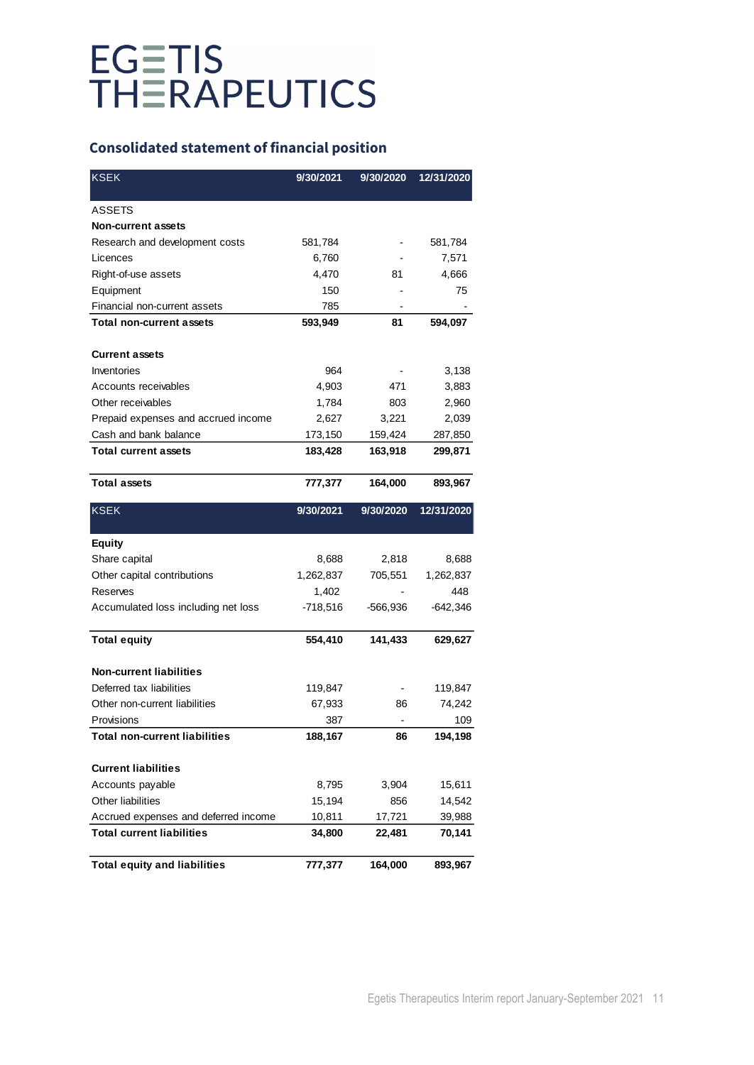# EGETIS THERAPEUTICS

## Consolidated statement of financial position

| KSEK | 9/30/2021 | 9/30/2020 | 12/31/2020 |
|---|---|---|---|
| ASSETS | | | |
| **Non-current assets** | | | |
| Research and development costs | 581,784 | - | 581,784 |
| Licences | 6,760 | - | 7,571 |
| Right-of-use assets | 4,470 | 81 | 4,666 |
| Equipment | 150 | - | 75 |
| Financial non-current assets | 785 | - | - |
| **Total non-current assets** | **593,949** | **81** | **594,097** |
| | | | |
| **Current assets** | | | |
| Inventories | 964 | - | 3,138 |
| Accounts receivables | 4,903 | 471 | 3,883 |
| Other receivables | 1,784 | 803 | 2,960 |
| Prepaid expenses and accrued income | 2,627 | 3,221 | 2,039 |
| Cash and bank balance | 173,150 | 159,424 | 287,850 |
| **Total current assets** | **183,428** | **163,918** | **299,871** |
| | | | |
| **Total assets** | **777,377** | **164,000** | **893,967** |

| KSEK | 9/30/2021 | 9/30/2020 | 12/31/2020 |
|---|---|---|---|
| **Equity** | | | |
| Share capital | 8,688 | 2,818 | 8,688 |
| Other capital contributions | 1,262,837 | 705,551 | 1,262,837 |
| Reserves | 1,402 | - | 448 |
| Accumulated loss including net loss | -718,516 | -566,936 | -642,346 |
| | | | |
| **Total equity** | **554,410** | **141,433** | **629,627** |
| | | | |
| **Non-current liabilities** | | | |
| Deferred tax liabilities | 119,847 | - | 119,847 |
| Other non-current liabilities | 67,933 | 86 | 74,242 |
| Provisions | 387 | - | 109 |
| **Total non-current liabilities** | **188,167** | **86** | **194,198** |
| | | | |
| **Current liabilities** | | | |
| Accounts payable | 8,795 | 3,904 | 15,611 |
| Other liabilities | 15,194 | 856 | 14,542 |
| Accrued expenses and deferred income | 10,811 | 17,721 | 39,988 |
| **Total current liabilities** | **34,800** | **22,481** | **70,141** |
| | | | |
| **Total equity and liabilities** | **777,377** | **164,000** | **893,967** |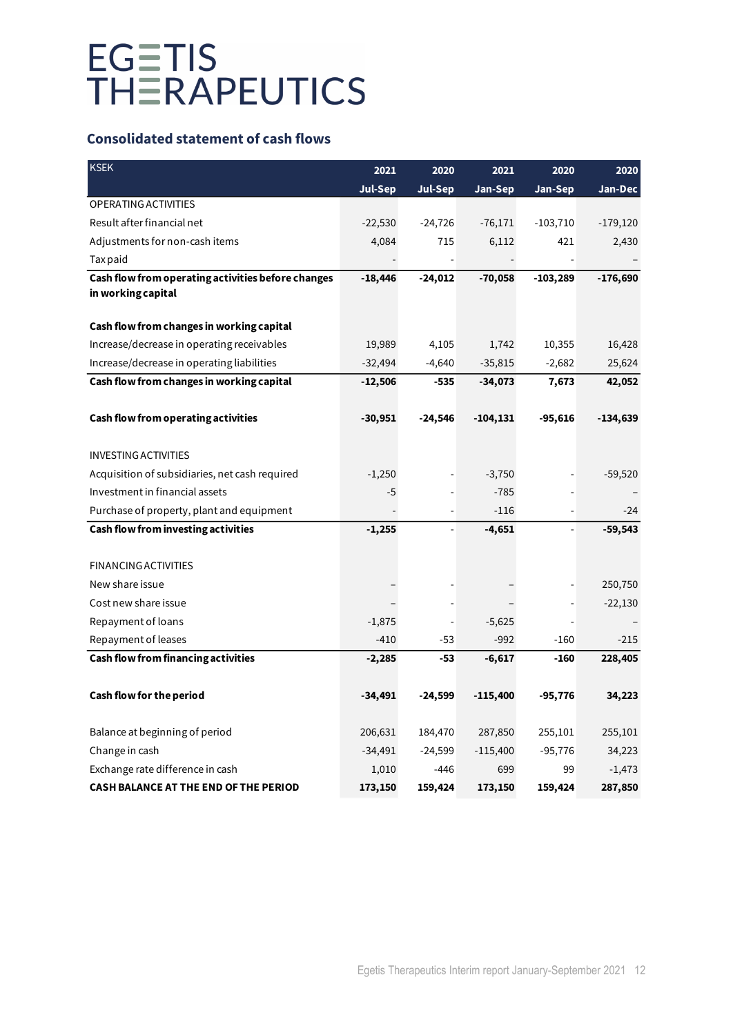# EGETIS THERAPEUTICS

## Consolidated statement of cash flows

| KSEK | 2021 Jul-Sep | 2020 Jul-Sep | 2021 Jan-Sep | 2020 Jan-Sep | 2020 Jan-Dec |
|---|---|---|---|---|---|
| OPERATING ACTIVITIES | | | | | |
| Result after financial net | -22,530 | -24,726 | -76,171 | -103,710 | -179,120 |
| Adjustments for non-cash items | 4,084 | 715 | 6,112 | 421 | 2,430 |
| Tax paid | - | - | - | - | – |
| **Cash flow from operating activities before changes in working capital** | **-18,446** | **-24,012** | **-70,058** | **-103,289** | **-176,690** |
| **Cash flow from changes in working capital** | | | | | |
| Increase/decrease in operating receivables | 19,989 | 4,105 | 1,742 | 10,355 | 16,428 |
| Increase/decrease in operating liabilities | -32,494 | -4,640 | -35,815 | -2,682 | 25,624 |
| **Cash flow from changes in working capital** | **-12,506** | **-535** | **-34,073** | **7,673** | **42,052** |
| **Cash flow from operating activities** | **-30,951** | **-24,546** | **-104,131** | **-95,616** | **-134,639** |
| INVESTING ACTIVITIES | | | | | |
| Acquisition of subsidiaries, net cash required | -1,250 | - | -3,750 | - | -59,520 |
| Investment in financial assets | -5 | - | -785 | - | – |
| Purchase of property, plant and equipment | - | - | -116 | - | -24 |
| **Cash flow from investing activities** | **-1,255** | - | **-4,651** | - | **-59,543** |
| FINANCING ACTIVITIES | | | | | |
| New share issue | – | - | – | - | 250,750 |
| Cost new share issue | – | - | – | - | -22,130 |
| Repayment of loans | -1,875 | - | -5,625 | - | – |
| Repayment of leases | -410 | -53 | -992 | -160 | -215 |
| **Cash flow from financing activities** | **-2,285** | **-53** | **-6,617** | **-160** | **228,405** |
| **Cash flow for the period** | **-34,491** | **-24,599** | **-115,400** | **-95,776** | **34,223** |
| Balance at beginning of period | 206,631 | 184,470 | 287,850 | 255,101 | 255,101 |
| Change in cash | -34,491 | -24,599 | -115,400 | -95,776 | 34,223 |
| Exchange rate difference in cash | 1,010 | -446 | 699 | 99 | -1,473 |
| **CASH BALANCE AT THE END OF THE PERIOD** | **173,150** | **159,424** | **173,150** | **159,424** | **287,850** |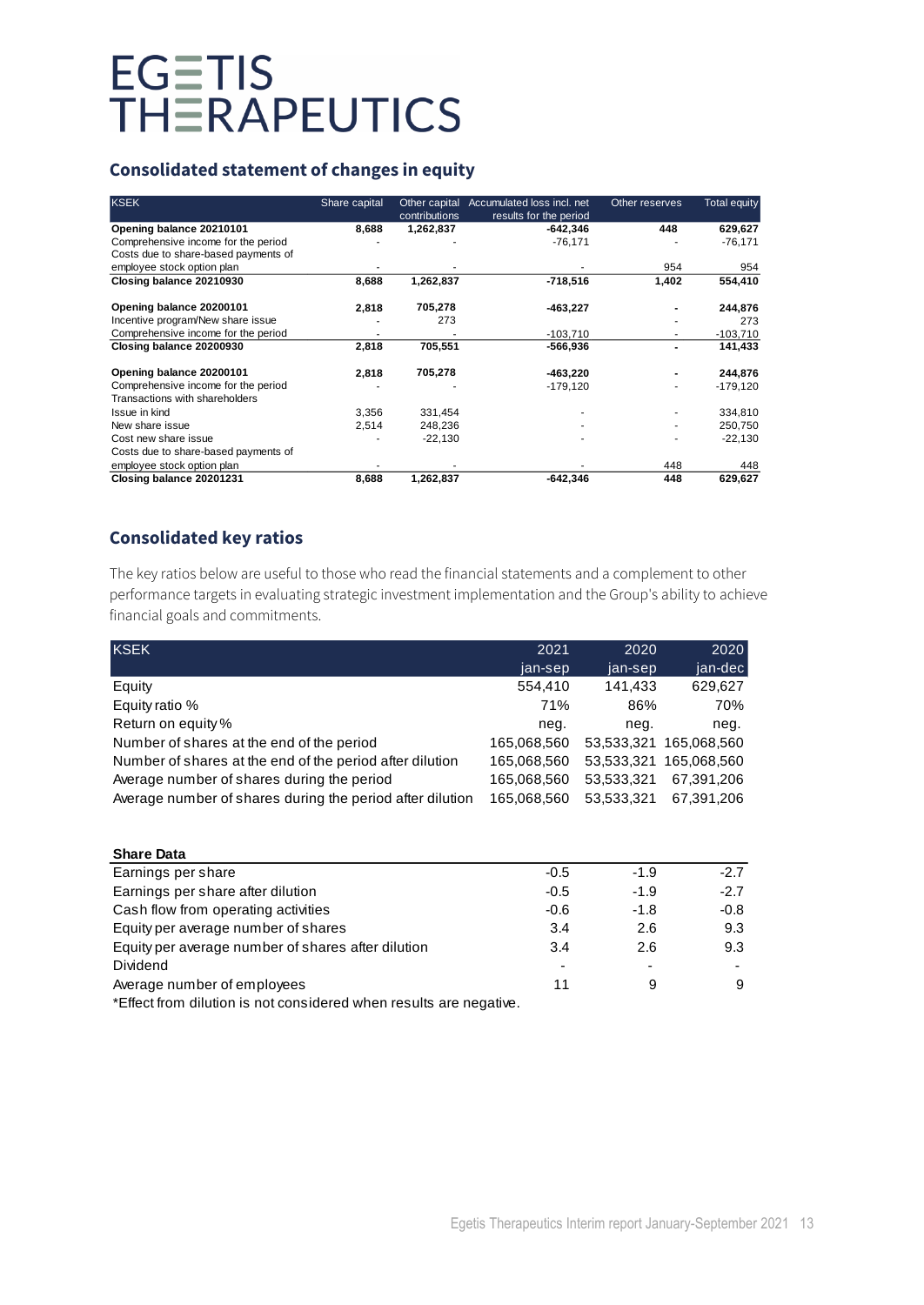EGETIS THERAPEUTICS

## Consolidated statement of changes in equity

| KSEK | Share capital | Other capital contributions | Accumulated loss incl. net results for the period | Other reserves | Total equity |
|---|---|---|---|---|---|
| **Opening balance 20210101** | **8,688** | **1,262,837** | **-642,346** | **448** | **629,627** |
| Comprehensive income for the period | - | - | -76,171 | - | -76,171 |
| Costs due to share-based payments of employee stock option plan | - | - | - | 954 | 954 |
| **Closing balance 20210930** | **8,688** | **1,262,837** | **-718,516** | **1,402** | **554,410** |
| | | | | | |
| **Opening balance 20200101** | **2,818** | **705,278** | **-463,227** | **-** | **244,876** |
| Incentive program/New share issue | - | 273 | | - | 273 |
| Comprehensive income for the period | - | - | -103,710 | - | -103,710 |
| **Closing balance 20200930** | **2,818** | **705,551** | **-566,936** | **-** | **141,433** |
| | | | | | |
| **Opening balance 20200101** | **2,818** | **705,278** | **-463,220** | **-** | **244,876** |
| Comprehensive income for the period | - | - | -179,120 | - | -179,120 |
| Transactions with shareholders | | | | | |
| Issue in kind | 3,356 | 331,454 | - | - | 334,810 |
| New share issue | 2,514 | 248,236 | - | - | 250,750 |
| Cost new share issue | - | -22,130 | - | - | -22,130 |
| Costs due to share-based payments of employee stock option plan | - | - | - | 448 | 448 |
| **Closing balance 20201231** | **8,688** | **1,262,837** | **-642,346** | **448** | **629,627** |

## Consolidated key ratios

The key ratios below are useful to those who read the financial statements and a complement to other performance targets in evaluating strategic investment implementation and the Group's ability to achieve financial goals and commitments.

| KSEK | 2021 jan-sep | 2020 jan-sep | 2020 jan-dec |
|---|---|---|---|
| Equity | 554,410 | 141,433 | 629,627 |
| Equity ratio % | 71% | 86% | 70% |
| Return on equity % | neg. | neg. | neg. |
| Number of shares at the end of the period | 165,068,560 | 53,533,321 | 165,068,560 |
| Number of shares at the end of the period after dilution | 165,068,560 | 53,533,321 | 165,068,560 |
| Average number of shares during the period | 165,068,560 | 53,533,321 | 67,391,206 |
| Average number of shares during the period after dilution | 165,068,560 | 53,533,321 | 67,391,206 |

| **Share Data** | | | |
|---|---|---|---|
| Earnings per share | -0.5 | -1.9 | -2.7 |
| Earnings per share after dilution | -0.5 | -1.9 | -2.7 |
| Cash flow from operating activities | -0.6 | -1.8 | -0.8 |
| Equity per average number of shares | 3.4 | 2.6 | 9.3 |
| Equity per average number of shares after dilution | 3.4 | 2.6 | 9.3 |
| Dividend | - | - | - |
| Average number of employees | 11 | 9 | 9 |

*Effect from dilution is not considered when results are negative.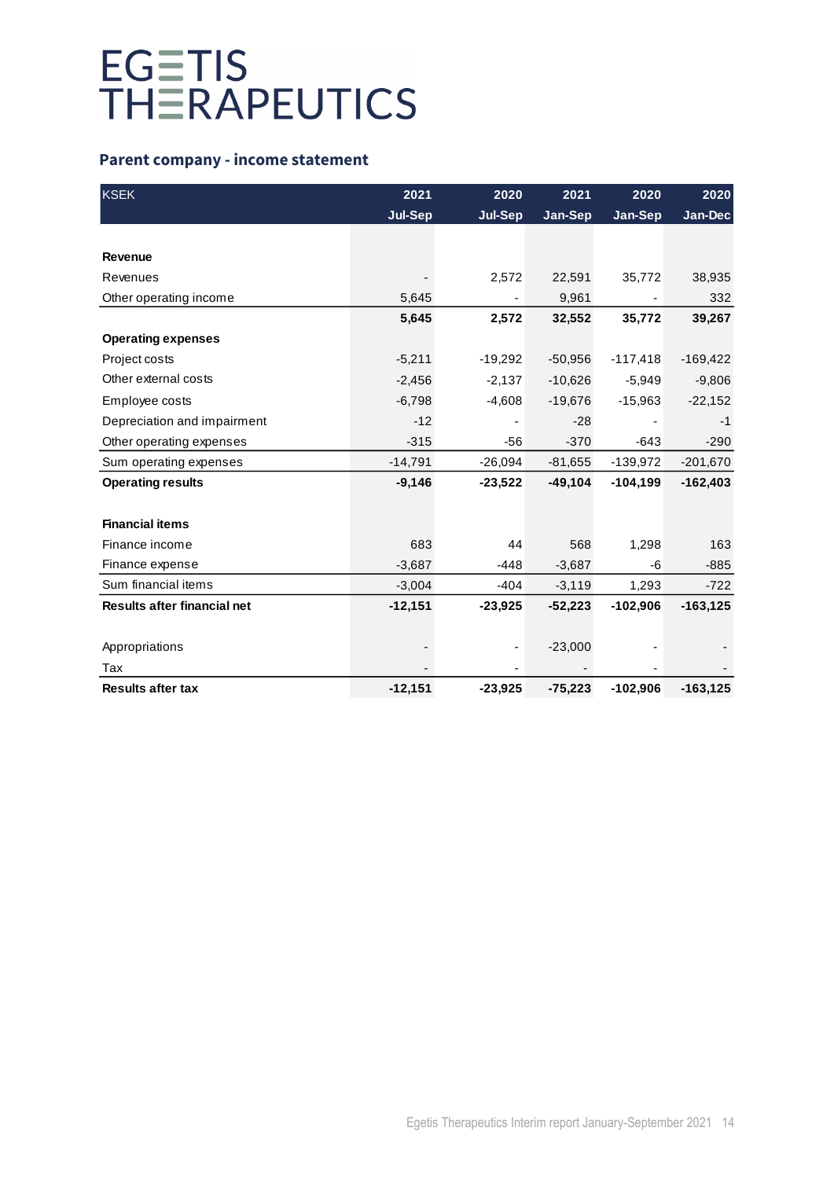# EGETIS THERAPEUTICS

## Parent company - income statement

| KSEK | 2021 Jul-Sep | 2020 Jul-Sep | 2021 Jan-Sep | 2020 Jan-Sep | 2020 Jan-Dec |
|---|---|---|---|---|---|
| **Revenue** | | | | | |
| Revenues | - | 2,572 | 22,591 | 35,772 | 38,935 |
| Other operating income | 5,645 | - | 9,961 | - | 332 |
| | **5,645** | **2,572** | **32,552** | **35,772** | **39,267** |
| **Operating expenses** | | | | | |
| Project costs | -5,211 | -19,292 | -50,956 | -117,418 | -169,422 |
| Other external costs | -2,456 | -2,137 | -10,626 | -5,949 | -9,806 |
| Employee costs | -6,798 | -4,608 | -19,676 | -15,963 | -22,152 |
| Depreciation and impairment | -12 | - | -28 | - | -1 |
| Other operating expenses | -315 | -56 | -370 | -643 | -290 |
| Sum operating expenses | -14,791 | -26,094 | -81,655 | -139,972 | -201,670 |
| **Operating results** | **-9,146** | **-23,522** | **-49,104** | **-104,199** | **-162,403** |
| | | | | | |
| **Financial items** | | | | | |
| Finance income | 683 | 44 | 568 | 1,298 | 163 |
| Finance expense | -3,687 | -448 | -3,687 | -6 | -885 |
| Sum financial items | -3,004 | -404 | -3,119 | 1,293 | -722 |
| **Results after financial net** | **-12,151** | **-23,925** | **-52,223** | **-102,906** | **-163,125** |
| | | | | | |
| Appropriations | - | - | -23,000 | - | - |
| Tax | - | - | - | - | - |
| **Results after tax** | **-12,151** | **-23,925** | **-75,223** | **-102,906** | **-163,125** |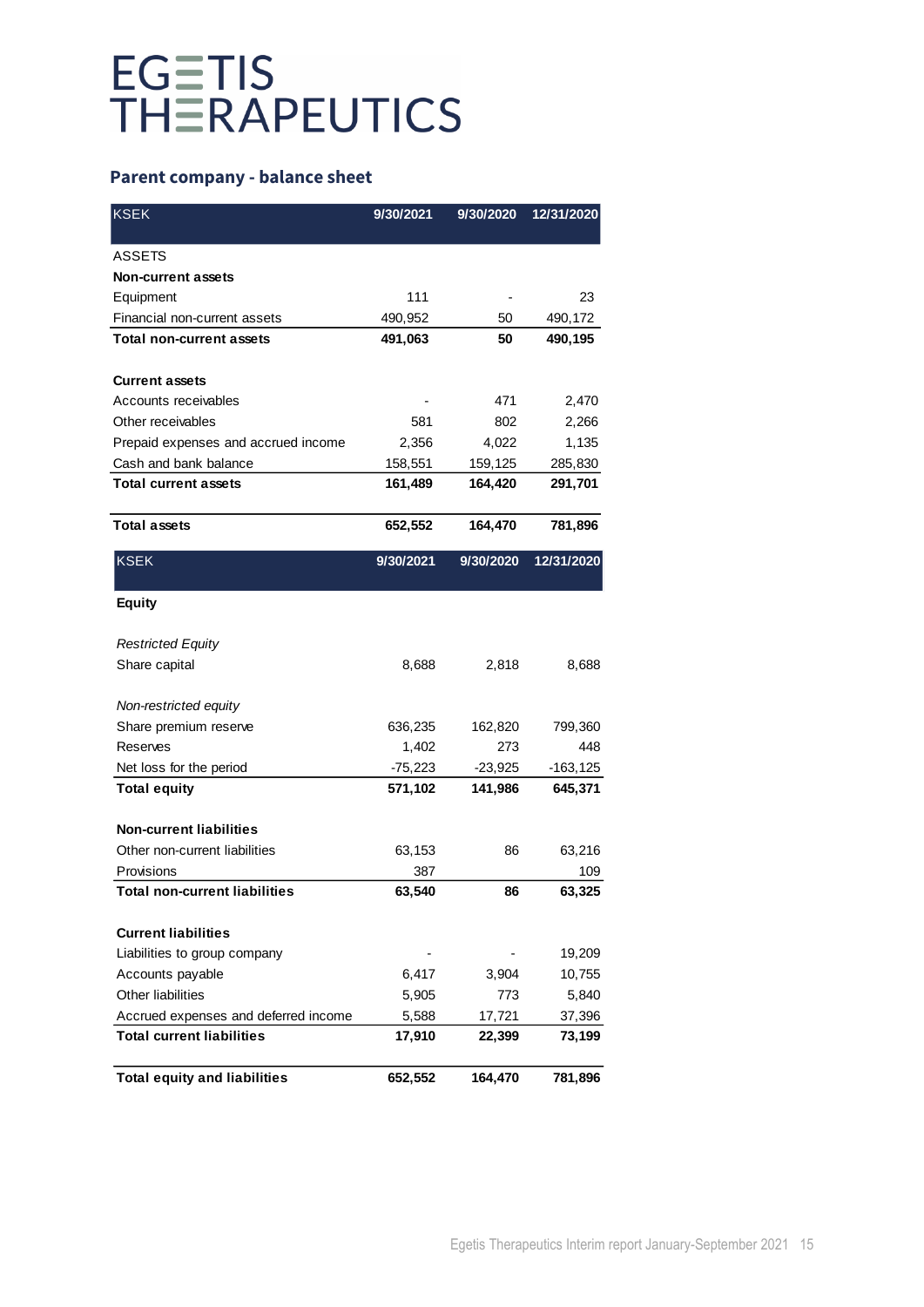# EGETIS THERAPEUTICS

## Parent company - balance sheet

| KSEK | 9/30/2021 | 9/30/2020 | 12/31/2020 |
|---|---|---|---|
| ASSETS | | | |
| **Non-current assets** | | | |
| Equipment | 111 | - | 23 |
| Financial non-current assets | 490,952 | 50 | 490,172 |
| **Total non-current assets** | **491,063** | **50** | **490,195** |
| | | | |
| **Current assets** | | | |
| Accounts receivables | - | 471 | 2,470 |
| Other receivables | 581 | 802 | 2,266 |
| Prepaid expenses and accrued income | 2,356 | 4,022 | 1,135 |
| Cash and bank balance | 158,551 | 159,125 | 285,830 |
| **Total current assets** | **161,489** | **164,420** | **291,701** |
| | | | |
| **Total assets** | **652,552** | **164,470** | **781,896** |

| KSEK | 9/30/2021 | 9/30/2020 | 12/31/2020 |
|---|---|---|---|
| **Equity** | | | |
| | | | |
| *Restricted Equity* | | | |
| Share capital | 8,688 | 2,818 | 8,688 |
| | | | |
| *Non-restricted equity* | | | |
| Share premium reserve | 636,235 | 162,820 | 799,360 |
| Reserves | 1,402 | 273 | 448 |
| Net loss for the period | -75,223 | -23,925 | -163,125 |
| **Total equity** | **571,102** | **141,986** | **645,371** |
| | | | |
| **Non-current liabilities** | | | |
| Other non-current liabilities | 63,153 | 86 | 63,216 |
| Provisions | 387 | | 109 |
| **Total non-current liabilities** | **63,540** | **86** | **63,325** |
| | | | |
| **Current liabilities** | | | |
| Liabilities to group company | - | - | 19,209 |
| Accounts payable | 6,417 | 3,904 | 10,755 |
| Other liabilities | 5,905 | 773 | 5,840 |
| Accrued expenses and deferred income | 5,588 | 17,721 | 37,396 |
| **Total current liabilities** | **17,910** | **22,399** | **73,199** |
| | | | |
| **Total equity and liabilities** | **652,552** | **164,470** | **781,896** |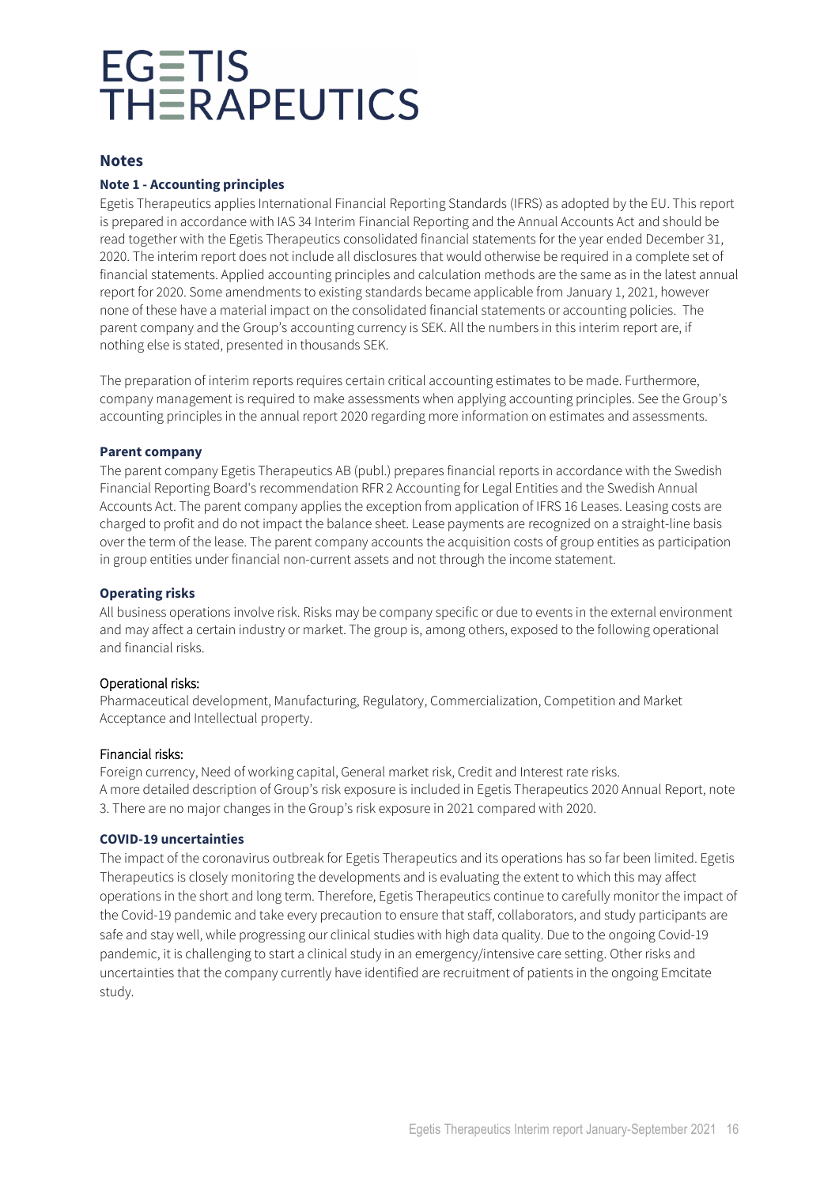# EGETIS THERAPEUTICS

## Notes

### Note 1 - Accounting principles

Egetis Therapeutics applies International Financial Reporting Standards (IFRS) as adopted by the EU. This report is prepared in accordance with IAS 34 Interim Financial Reporting and the Annual Accounts Act and should be read together with the Egetis Therapeutics consolidated financial statements for the year ended December 31, 2020. The interim report does not include all disclosures that would otherwise be required in a complete set of financial statements. Applied accounting principles and calculation methods are the same as in the latest annual report for 2020. Some amendments to existing standards became applicable from January 1, 2021, however none of these have a material impact on the consolidated financial statements or accounting policies. The parent company and the Group's accounting currency is SEK. All the numbers in this interim report are, if nothing else is stated, presented in thousands SEK.

The preparation of interim reports requires certain critical accounting estimates to be made. Furthermore, company management is required to make assessments when applying accounting principles. See the Group's accounting principles in the annual report 2020 regarding more information on estimates and assessments.

### Parent company

The parent company Egetis Therapeutics AB (publ.) prepares financial reports in accordance with the Swedish Financial Reporting Board's recommendation RFR 2 Accounting for Legal Entities and the Swedish Annual Accounts Act. The parent company applies the exception from application of IFRS 16 Leases. Leasing costs are charged to profit and do not impact the balance sheet. Lease payments are recognized on a straight-line basis over the term of the lease. The parent company accounts the acquisition costs of group entities as participation in group entities under financial non-current assets and not through the income statement.

### Operating risks

All business operations involve risk. Risks may be company specific or due to events in the external environment and may affect a certain industry or market. The group is, among others, exposed to the following operational and financial risks.

Operational risks:
Pharmaceutical development, Manufacturing, Regulatory, Commercialization, Competition and Market Acceptance and Intellectual property.

Financial risks:
Foreign currency, Need of working capital, General market risk, Credit and Interest rate risks.
A more detailed description of Group's risk exposure is included in Egetis Therapeutics 2020 Annual Report, note 3. There are no major changes in the Group's risk exposure in 2021 compared with 2020.

### COVID-19 uncertainties

The impact of the coronavirus outbreak for Egetis Therapeutics and its operations has so far been limited. Egetis Therapeutics is closely monitoring the developments and is evaluating the extent to which this may affect operations in the short and long term. Therefore, Egetis Therapeutics continue to carefully monitor the impact of the Covid-19 pandemic and take every precaution to ensure that staff, collaborators, and study participants are safe and stay well, while progressing our clinical studies with high data quality. Due to the ongoing Covid-19 pandemic, it is challenging to start a clinical study in an emergency/intensive care setting. Other risks and uncertainties that the company currently have identified are recruitment of patients in the ongoing Emcitate study.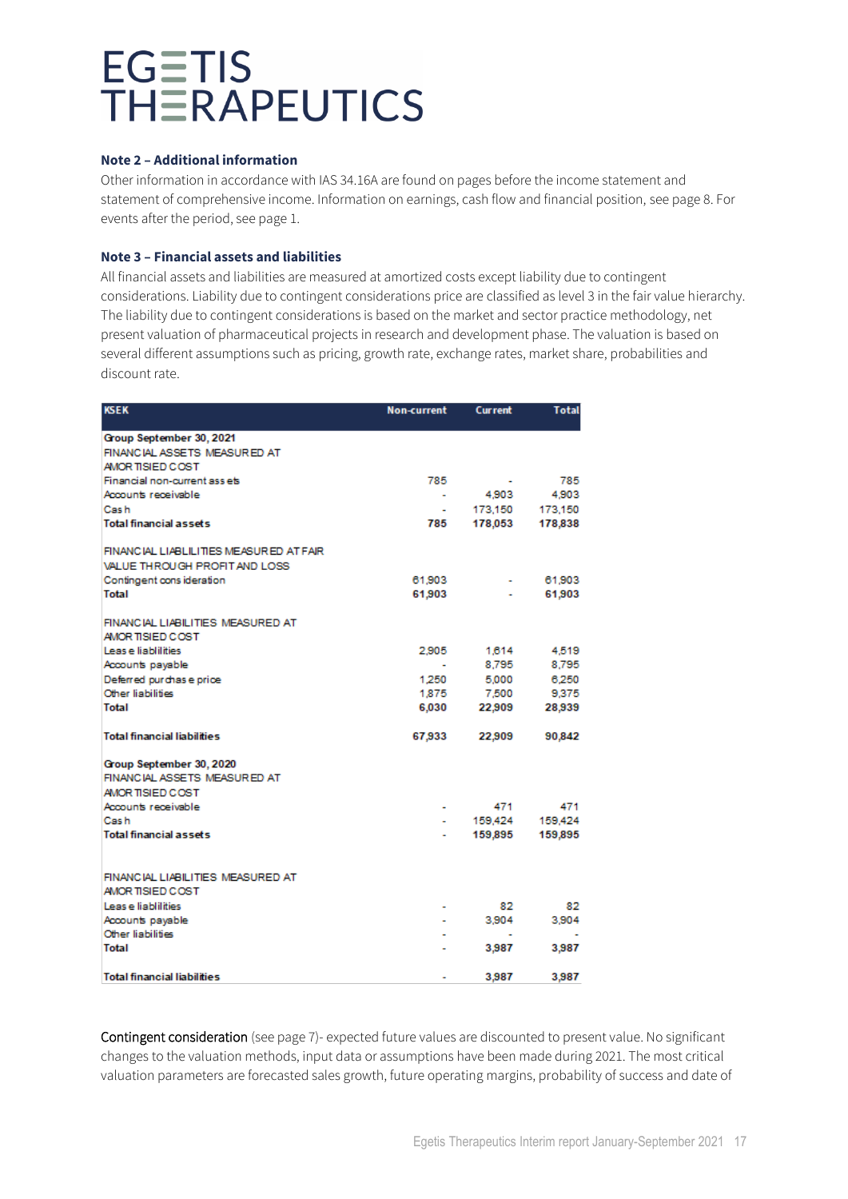EGETIS THERAPEUTICS

### Note 2 – Additional information

Other information in accordance with IAS 34.16A are found on pages before the income statement and statement of comprehensive income. Information on earnings, cash flow and financial position, see page 8. For events after the period, see page 1.

### Note 3 – Financial assets and liabilities

All financial assets and liabilities are measured at amortized costs except liability due to contingent considerations. Liability due to contingent considerations price are classified as level 3 in the fair value hierarchy. The liability due to contingent considerations is based on the market and sector practice methodology, net present valuation of pharmaceutical projects in research and development phase. The valuation is based on several different assumptions such as pricing, growth rate, exchange rates, market share, probabilities and discount rate.

| KSEK | Non-current | Current | Total |
|---|---|---|---|
| **Group September 30, 2021** | | | |
| FINANCIAL ASSETS MEASURED AT AMORTISIED COST | | | |
| Financial non-current assets | 785 | - | 785 |
| Accounts receivable | - | 4,903 | 4,903 |
| Cash | - | 173,150 | 173,150 |
| **Total financial assets** | **785** | **178,053** | **178,838** |
| | | | |
| FINANCIAL LIABLILITIES MEASURED AT FAIR VALUE THROUGH PROFIT AND LOSS | | | |
| Contingent consideration | 61,903 | - | 61,903 |
| **Total** | **61,903** | - | **61,903** |
| | | | |
| FINANCIAL LIABILITIES MEASURED AT AMORTISIED COST | | | |
| Lease liablilities | 2,905 | 1,614 | 4,519 |
| Accounts payable | - | 8,795 | 8,795 |
| Deferred purchase price | 1,250 | 5,000 | 6,250 |
| Other liabilities | 1,875 | 7,500 | 9,375 |
| **Total** | **6,030** | **22,909** | **28,939** |
| | | | |
| **Total financial liabilities** | **67,933** | **22,909** | **90,842** |
| | | | |
| **Group September 30, 2020** | | | |
| FINANCIAL ASSETS MEASURED AT AMORTISIED COST | | | |
| Accounts receivable | - | 471 | 471 |
| Cash | - | 159,424 | 159,424 |
| **Total financial assets** | - | **159,895** | **159,895** |
| | | | |
| FINANCIAL LIABILITIES MEASURED AT AMORTISIED COST | | | |
| Lease liablilities | - | 82 | 82 |
| Accounts payable | - | 3,904 | 3,904 |
| Other liabilities | - | - | - |
| **Total** | - | **3,987** | **3,987** |
| | | | |
| **Total financial liabilities** | - | **3,987** | **3,987** |

Contingent consideration (see page 7)- expected future values are discounted to present value. No significant changes to the valuation methods, input data or assumptions have been made during 2021. The most critical valuation parameters are forecasted sales growth, future operating margins, probability of success and date of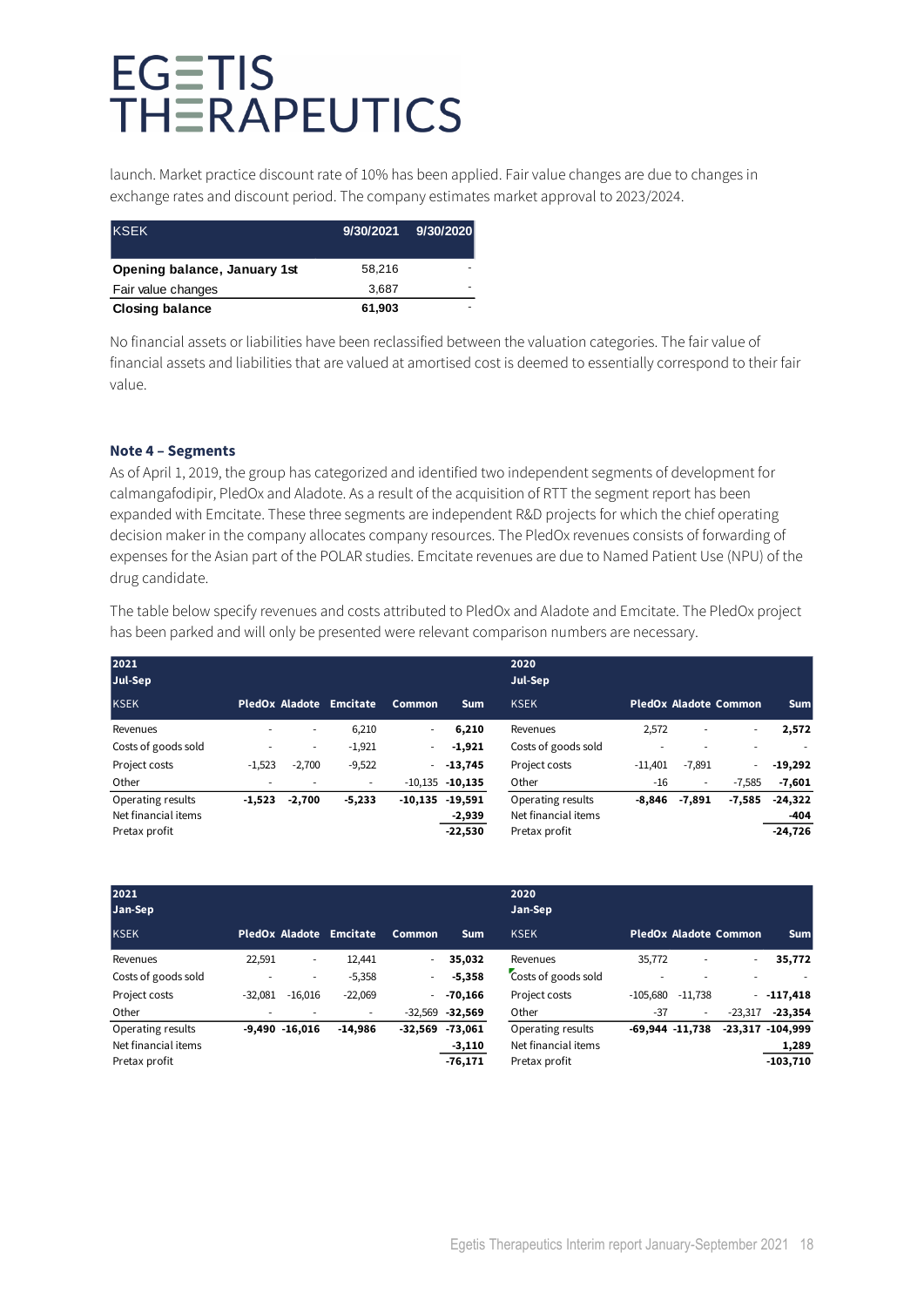launch. Market practice discount rate of 10% has been applied. Fair value changes are due to changes in exchange rates and discount period. The company estimates market approval to 2023/2024.

| KSEK | 9/30/2021 | 9/30/2020 |
|---|---|---|
| **Opening balance, January 1st** | 58,216 | - |
| Fair value changes | 3,687 | - |
| **Closing balance** | **61,903** | - |

No financial assets or liabilities have been reclassified between the valuation categories. The fair value of financial assets and liabilities that are valued at amortised cost is deemed to essentially correspond to their fair value.

### Note 4 – Segments

As of April 1, 2019, the group has categorized and identified two independent segments of development for calmangafodipir, PledOx and Aladote. As a result of the acquisition of RTT the segment report has been expanded with Emcitate. These three segments are independent R&D projects for which the chief operating decision maker in the company allocates company resources. The PledOx revenues consists of forwarding of expenses for the Asian part of the POLAR studies. Emcitate revenues are due to Named Patient Use (NPU) of the drug candidate.

The table below specify revenues and costs attributed to PledOx and Aladote and Emcitate. The PledOx project has been parked and will only be presented were relevant comparison numbers are necessary.

**2021 Jul-Sep**

| KSEK | PledOx | Aladote | Emcitate | Common | Sum |
|---|---|---|---|---|---|
| Revenues | - | - | 6,210 | - | **6,210** |
| Costs of goods sold | - | - | -1,921 | - | **-1,921** |
| Project costs | -1,523 | -2,700 | -9,522 | - | **-13,745** |
| Other | - | - | - | -10,135 | **-10,135** |
| Operating results | **-1,523** | **-2,700** | **-5,233** | **-10,135** | **-19,591** |
| Net financial items | | | | | **-2,939** |
| Pretax profit | | | | | **-22,530** |

**2020 Jul-Sep**

| KSEK | PledOx | Aladote | Common | Sum |
|---|---|---|---|---|
| Revenues | 2,572 | - | - | **2,572** |
| Costs of goods sold | - | - | - | - |
| Project costs | -11,401 | -7,891 | - | **-19,292** |
| Other | -16 | - | -7,585 | **-7,601** |
| Operating results | **-8,846** | **-7,891** | **-7,585** | **-24,322** |
| Net financial items | | | | **-404** |
| Pretax profit | | | | **-24,726** |

**2021 Jan-Sep**

| KSEK | PledOx | Aladote | Emcitate | Common | Sum |
|---|---|---|---|---|---|
| Revenues | 22,591 | - | 12,441 | - | **35,032** |
| Costs of goods sold | - | - | -5,358 | - | **-5,358** |
| Project costs | -32,081 | -16,016 | -22,069 | - | **-70,166** |
| Other | - | - | - | -32,569 | **-32,569** |
| Operating results | **-9,490** | **-16,016** | **-14,986** | **-32,569** | **-73,061** |
| Net financial items | | | | | **-3,110** |
| Pretax profit | | | | | **-76,171** |

**2020 Jan-Sep**

| KSEK | PledOx | Aladote | Common | Sum |
|---|---|---|---|---|
| Revenues | 35,772 | - | - | **35,772** |
| Costs of goods sold | - | - | - | - |
| Project costs | -105,680 | -11,738 | - | **-117,418** |
| Other | -37 | - | -23,317 | **-23,354** |
| Operating results | **-69,944** | **-11,738** | **-23,317** | **-104,999** |
| Net financial items | | | | **1,289** |
| Pretax profit | | | | **-103,710** |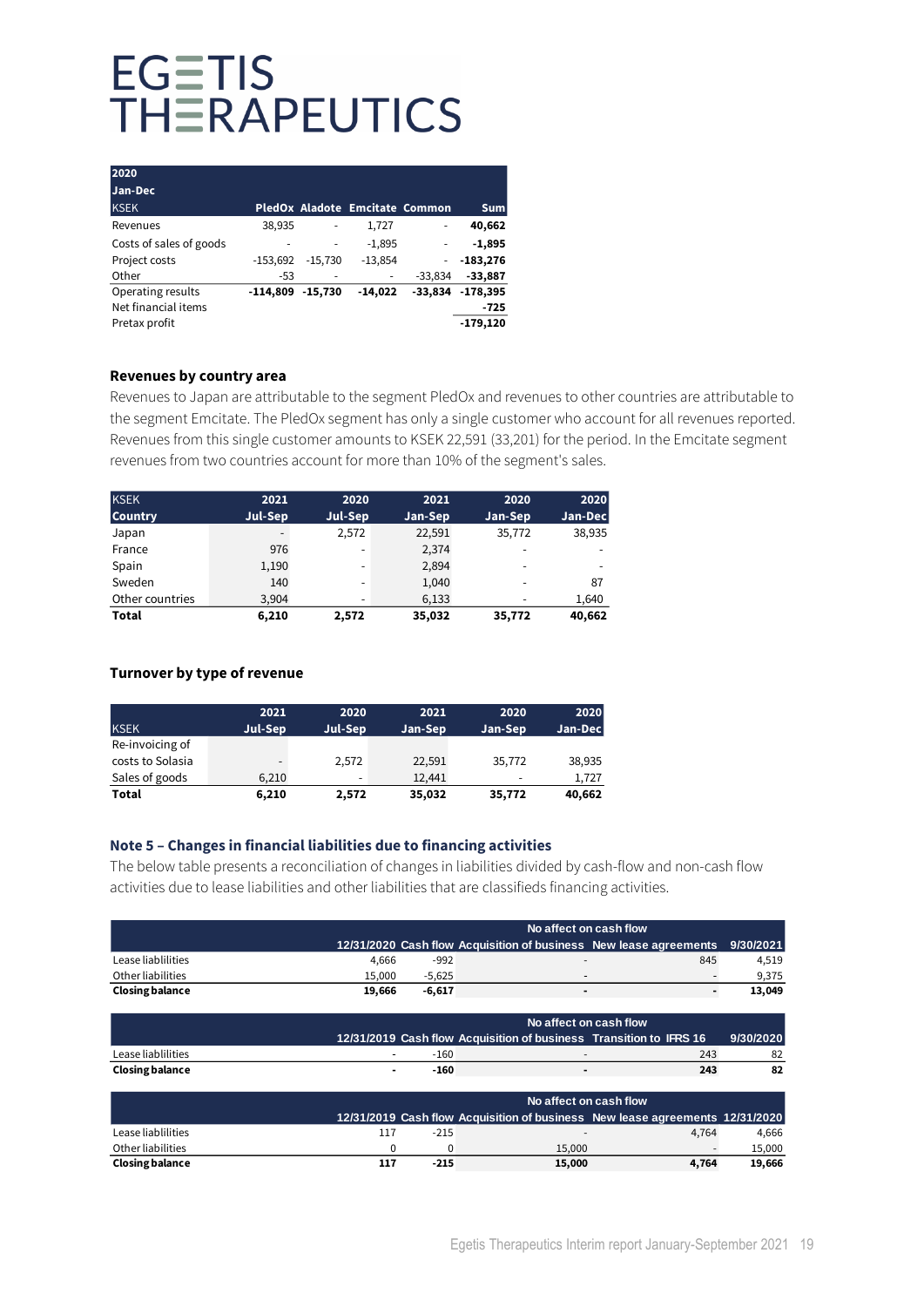# EGETIS THERAPEUTICS

| 2020 Jan-Dec KSEK | PledOx | Aladote | Emcitate | Common | Sum |
|---|---|---|---|---|---|
| Revenues | 38,935 | - | 1,727 | - | **40,662** |
| Costs of sales of goods | - | - | -1,895 | - | **-1,895** |
| Project costs | -153,692 | -15,730 | -13,854 | - | **-183,276** |
| Other | -53 | - | - | -33,834 | **-33,887** |
| Operating results | **-114,809** | **-15,730** | **-14,022** | **-33,834** | **-178,395** |
| Net financial items | | | | | **-725** |
| Pretax profit | | | | | **-179,120** |

### Revenues by country area

Revenues to Japan are attributable to the segment PledOx and revenues to other countries are attributable to the segment Emcitate. The PledOx segment has only a single customer who account for all revenues reported. Revenues from this single customer amounts to KSEK 22,591 (33,201) for the period. In the Emcitate segment revenues from two countries account for more than 10% of the segment's sales.

| KSEK Country | 2021 Jul-Sep | 2020 Jul-Sep | 2021 Jan-Sep | 2020 Jan-Sep | 2020 Jan-Dec |
|---|---|---|---|---|---|
| Japan | - | 2,572 | 22,591 | 35,772 | 38,935 |
| France | 976 | - | 2,374 | - | - |
| Spain | 1,190 | - | 2,894 | - | - |
| Sweden | 140 | - | 1,040 | - | 87 |
| Other countries | 3,904 | - | 6,133 | - | 1,640 |
| **Total** | **6,210** | **2,572** | **35,032** | **35,772** | **40,662** |

### Turnover by type of revenue

| KSEK | 2021 Jul-Sep | 2020 Jul-Sep | 2021 Jan-Sep | 2020 Jan-Sep | 2020 Jan-Dec |
|---|---|---|---|---|---|
| Re-invoicing of costs to Solasia | - | 2,572 | 22,591 | 35,772 | 38,935 |
| Sales of goods | 6,210 | - | 12,441 | - | 1,727 |
| **Total** | **6,210** | **2,572** | **35,032** | **35,772** | **40,662** |

### Note 5 – Changes in financial liabilities due to financing activities

The below table presents a reconciliation of changes in liabilities divided by cash-flow and non-cash flow activities due to lease liabilities and other liabilities that are classifieds financing activities.

| | | | No affect on cash flow | | |
|---|---|---|---|---|---|
| | 12/31/2020 | Cash flow | Acquisition of business | New lease agreements | 9/30/2021 |
| Lease liablilities | 4,666 | -992 | - | 845 | 4,519 |
| Other liabilities | 15,000 | -5,625 | - | - | 9,375 |
| **Closing balance** | **19,666** | **-6,617** | **-** | **-** | **13,049** |

| | | | No affect on cash flow | | |
|---|---|---|---|---|---|
| | 12/31/2019 | Cash flow | Acquisition of business | Transition to IFRS 16 | 9/30/2020 |
| Lease liablilities | - | -160 | - | 243 | 82 |
| **Closing balance** | **-** | **-160** | **-** | **243** | **82** |

| | | | No affect on cash flow | | |
|---|---|---|---|---|---|
| | 12/31/2019 | Cash flow | Acquisition of business | New lease agreements | 12/31/2020 |
| Lease liablilities | 117 | -215 | - | 4,764 | 4,666 |
| Other liabilities | 0 | 0 | 15,000 | - | 15,000 |
| **Closing balance** | **117** | **-215** | **15,000** | **4,764** | **19,666** |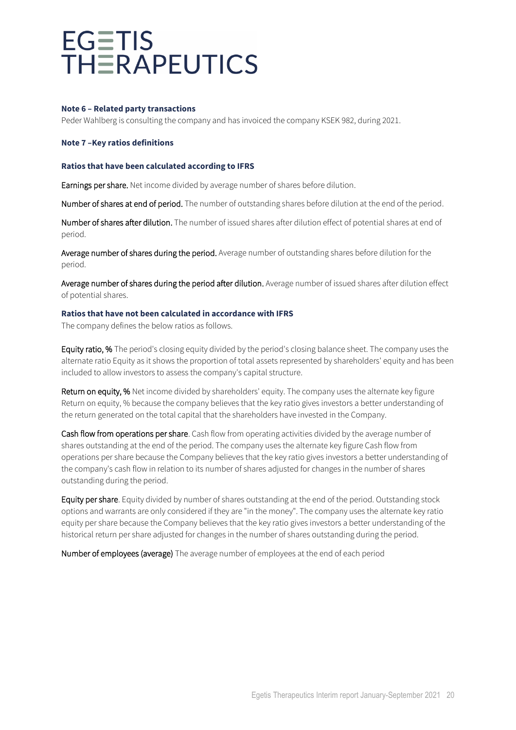# EGETIS THERAPEUTICS

**Note 6 – Related party transactions**

Peder Wahlberg is consulting the company and has invoiced the company KSEK 982, during 2021.

**Note 7 –Key ratios definitions**

**Ratios that have been calculated according to IFRS**

Earnings per share. Net income divided by average number of shares before dilution.

Number of shares at end of period. The number of outstanding shares before dilution at the end of the period.

Number of shares after dilution. The number of issued shares after dilution effect of potential shares at end of period.

Average number of shares during the period. Average number of outstanding shares before dilution for the period.

Average number of shares during the period after dilution. Average number of issued shares after dilution effect of potential shares.

**Ratios that have not been calculated in accordance with IFRS**

The company defines the below ratios as follows.

Equity ratio, % The period's closing equity divided by the period's closing balance sheet. The company uses the alternate ratio Equity as it shows the proportion of total assets represented by shareholders' equity and has been included to allow investors to assess the company's capital structure.

Return on equity, % Net income divided by shareholders' equity. The company uses the alternate key figure Return on equity, % because the company believes that the key ratio gives investors a better understanding of the return generated on the total capital that the shareholders have invested in the Company.

Cash flow from operations per share. Cash flow from operating activities divided by the average number of shares outstanding at the end of the period. The company uses the alternate key figure Cash flow from operations per share because the Company believes that the key ratio gives investors a better understanding of the company's cash flow in relation to its number of shares adjusted for changes in the number of shares outstanding during the period.

Equity per share. Equity divided by number of shares outstanding at the end of the period. Outstanding stock options and warrants are only considered if they are "in the money". The company uses the alternate key ratio equity per share because the Company believes that the key ratio gives investors a better understanding of the historical return per share adjusted for changes in the number of shares outstanding during the period.

Number of employees (average) The average number of employees at the end of each period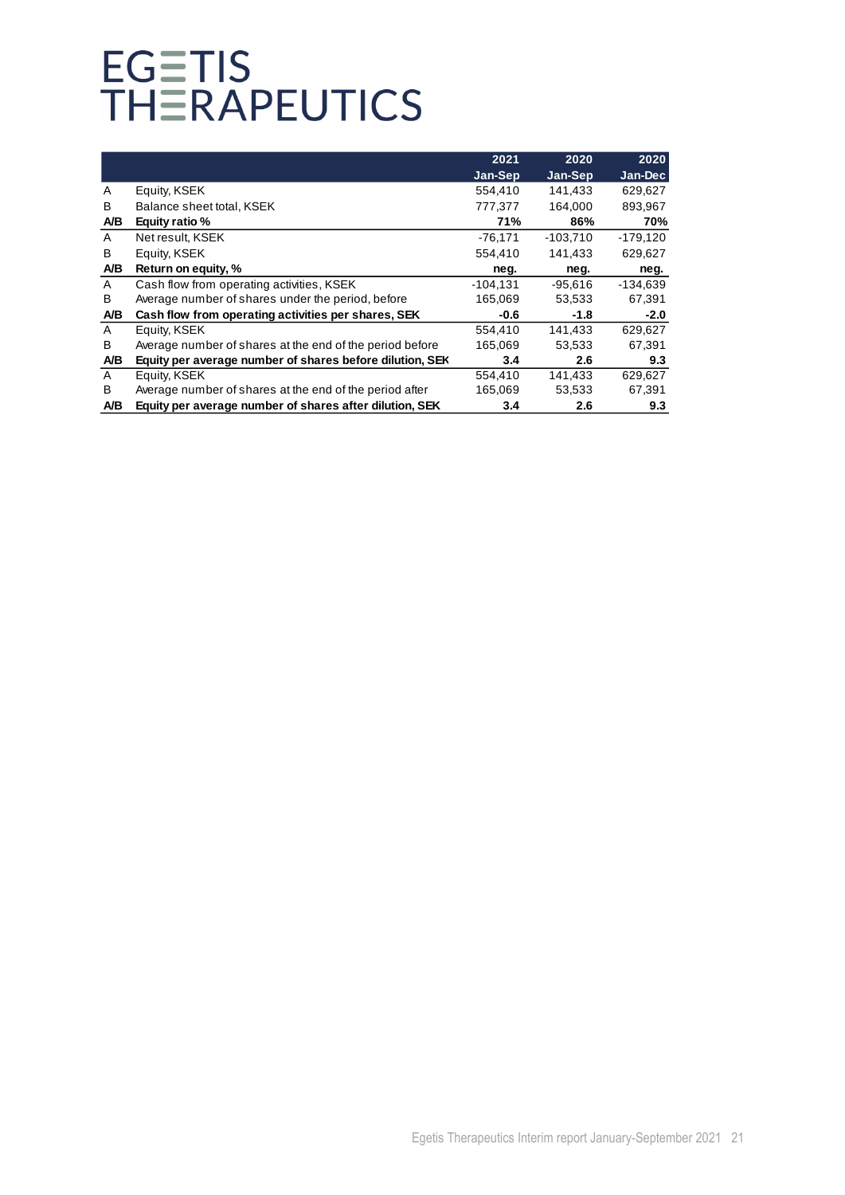# EGETIS THERAPEUTICS

| | | 2021 Jan-Sep | 2020 Jan-Sep | 2020 Jan-Dec |
|---|---|---|---|---|
| A | Equity, KSEK | 554,410 | 141,433 | 629,627 |
| B | Balance sheet total, KSEK | 777,377 | 164,000 | 893,967 |
| **A/B** | **Equity ratio %** | **71%** | **86%** | **70%** |
| A | Net result, KSEK | -76,171 | -103,710 | -179,120 |
| B | Equity, KSEK | 554,410 | 141,433 | 629,627 |
| **A/B** | **Return on equity, %** | **neg.** | **neg.** | **neg.** |
| A | Cash flow from operating activities, KSEK | -104,131 | -95,616 | -134,639 |
| B | Average number of shares under the period, before | 165,069 | 53,533 | 67,391 |
| **A/B** | **Cash flow from operating activities per shares, SEK** | **-0.6** | **-1.8** | **-2.0** |
| A | Equity, KSEK | 554,410 | 141,433 | 629,627 |
| B | Average number of shares at the end of the period before | 165,069 | 53,533 | 67,391 |
| **A/B** | **Equity per average number of shares before dilution, SEK** | **3.4** | **2.6** | **9.3** |
| A | Equity, KSEK | 554,410 | 141,433 | 629,627 |
| B | Average number of shares at the end of the period after | 165,069 | 53,533 | 67,391 |
| **A/B** | **Equity per average number of shares after dilution, SEK** | **3.4** | **2.6** | **9.3** |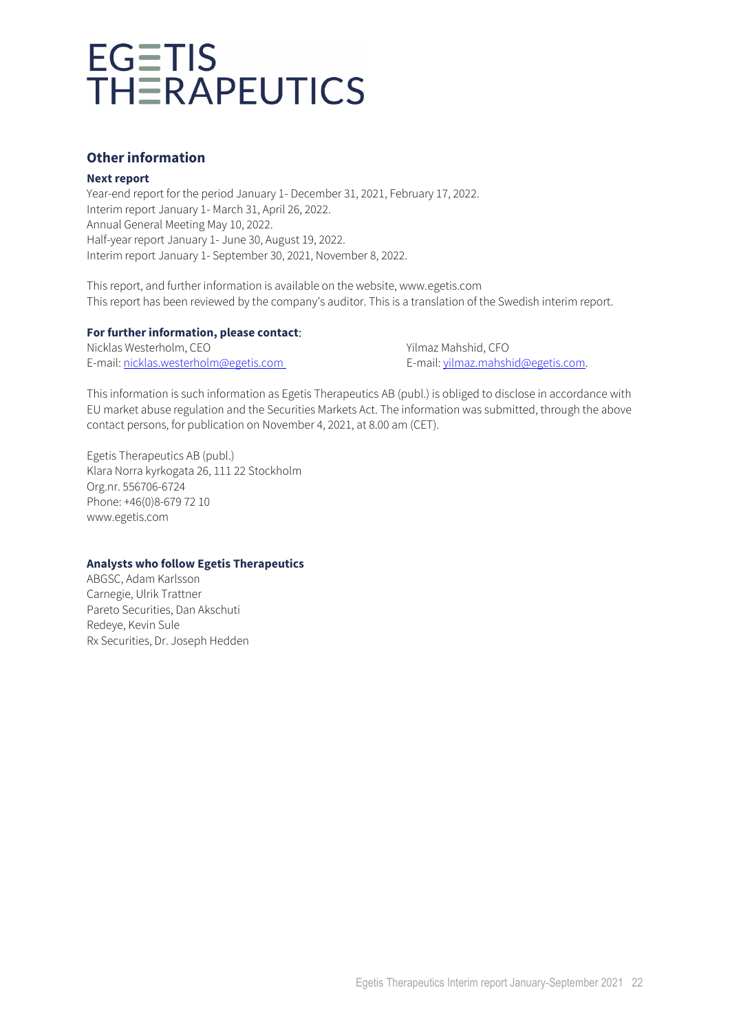# EGETIS THERAPEUTICS

## Other information

**Next report**

Year-end report for the period January 1- December 31, 2021, February 17, 2022.
Interim report January 1- March 31, April 26, 2022.
Annual General Meeting May 10, 2022.
Half-year report January 1- June 30, August 19, 2022.
Interim report January 1- September 30, 2021, November 8, 2022.

This report, and further information is available on the website, www.egetis.com
This report has been reviewed by the company's auditor. This is a translation of the Swedish interim report.

**For further information, please contact**:

Nicklas Westerholm, CEO
E-mail: nicklas.westerholm@egetis.com

Yilmaz Mahshid, CFO
E-mail: yilmaz.mahshid@egetis.com.

This information is such information as Egetis Therapeutics AB (publ.) is obliged to disclose in accordance with EU market abuse regulation and the Securities Markets Act. The information was submitted, through the above contact persons, for publication on November 4, 2021, at 8.00 am (CET).

Egetis Therapeutics AB (publ.)
Klara Norra kyrkogata 26, 111 22 Stockholm
Org.nr. 556706-6724
Phone: +46(0)8-679 72 10
www.egetis.com

**Analysts who follow Egetis Therapeutics**

ABGSC, Adam Karlsson
Carnegie, Ulrik Trattner
Pareto Securities, Dan Akschuti
Redeye, Kevin Sule
Rx Securities, Dr. Joseph Hedden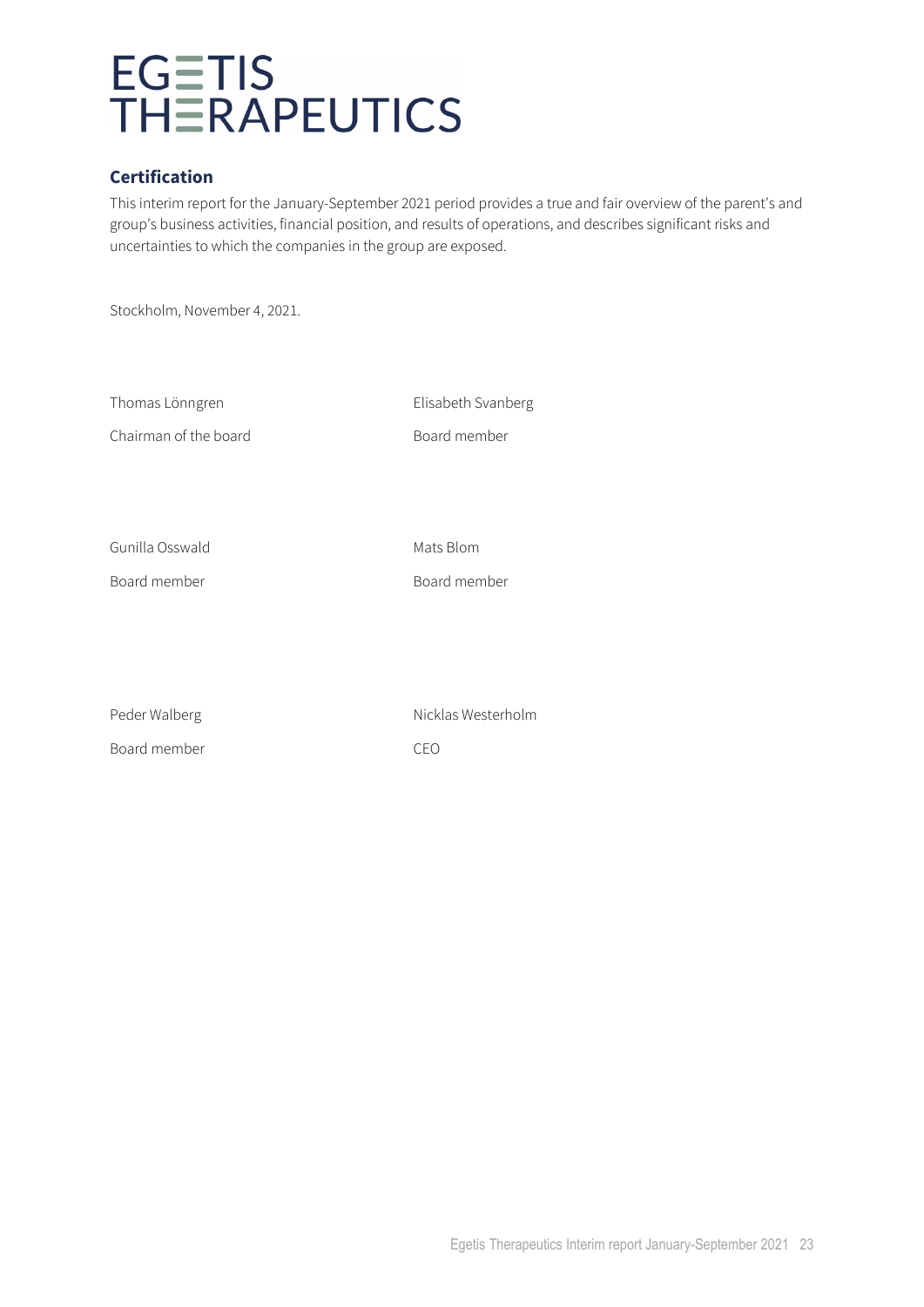## Certification

This interim report for the January-September 2021 period provides a true and fair overview of the parent's and group's business activities, financial position, and results of operations, and describes significant risks and uncertainties to which the companies in the group are exposed.

Stockholm, November 4, 2021.

| | |
|---|---|
| Thomas Lönngren<br>Chairman of the board | Elisabeth Svanberg<br>Board member |
| Gunilla Osswald<br>Board member | Mats Blom<br>Board member |
| Peder Walberg<br>Board member | Nicklas Westerholm<br>CEO |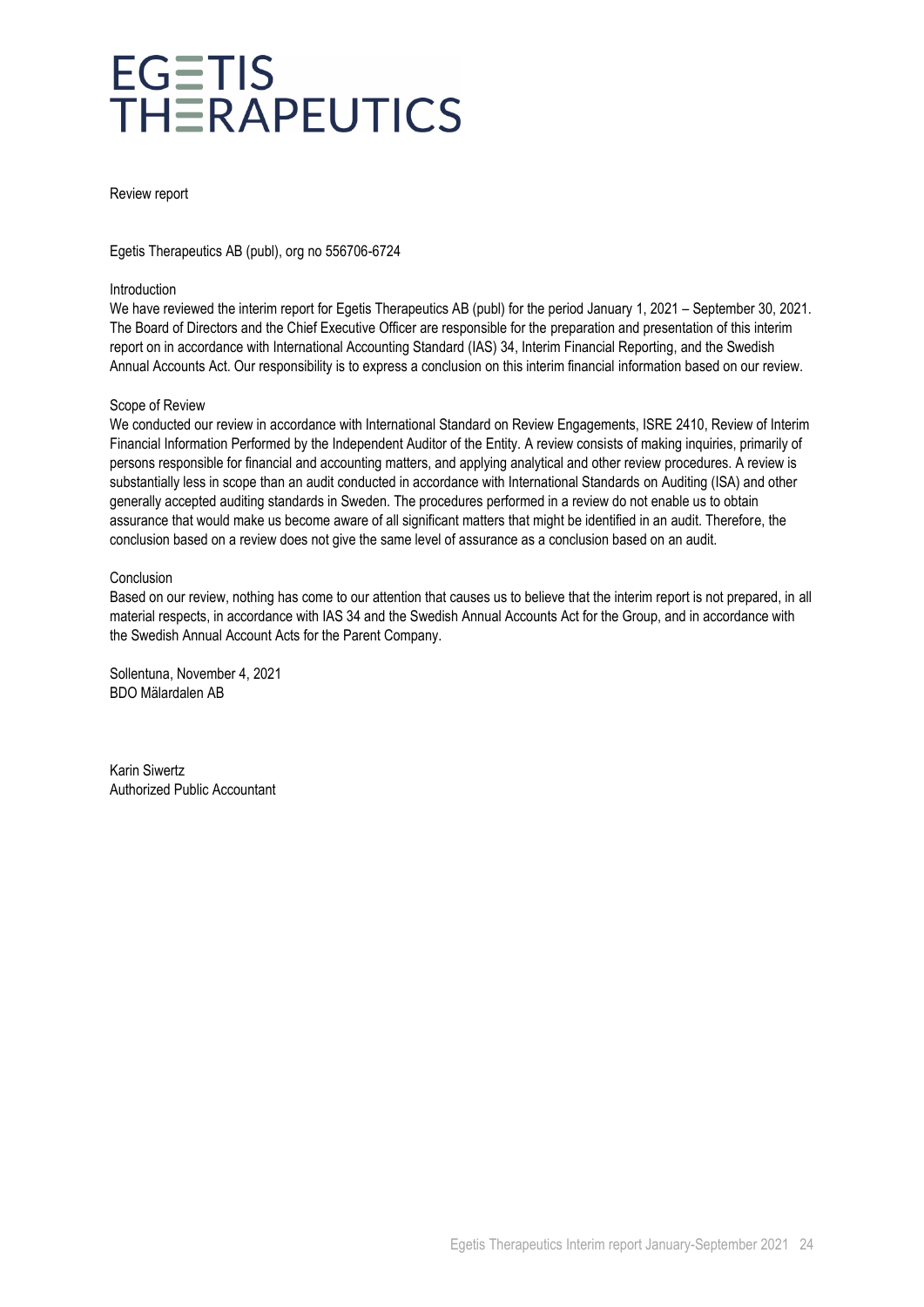# EGETIS THERAPEUTICS

## Review report

Egetis Therapeutics AB (publ), org no 556706-6724

### Introduction

We have reviewed the interim report for Egetis Therapeutics AB (publ) for the period January 1, 2021 – September 30, 2021. The Board of Directors and the Chief Executive Officer are responsible for the preparation and presentation of this interim report on in accordance with International Accounting Standard (IAS) 34, Interim Financial Reporting, and the Swedish Annual Accounts Act. Our responsibility is to express a conclusion on this interim financial information based on our review.

### Scope of Review

We conducted our review in accordance with International Standard on Review Engagements, ISRE 2410, Review of Interim Financial Information Performed by the Independent Auditor of the Entity. A review consists of making inquiries, primarily of persons responsible for financial and accounting matters, and applying analytical and other review procedures. A review is substantially less in scope than an audit conducted in accordance with International Standards on Auditing (ISA) and other generally accepted auditing standards in Sweden. The procedures performed in a review do not enable us to obtain assurance that would make us become aware of all significant matters that might be identified in an audit. Therefore, the conclusion based on a review does not give the same level of assurance as a conclusion based on an audit.

### Conclusion

Based on our review, nothing has come to our attention that causes us to believe that the interim report is not prepared, in all material respects, in accordance with IAS 34 and the Swedish Annual Accounts Act for the Group, and in accordance with the Swedish Annual Account Acts for the Parent Company.

Sollentuna, November 4, 2021
BDO Mälardalen AB

Karin Siwertz
Authorized Public Accountant